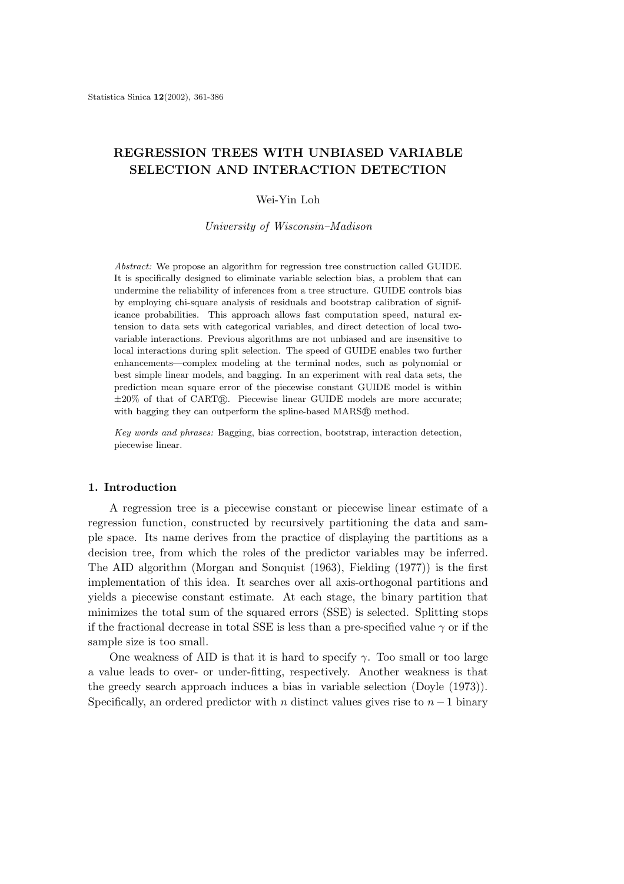# REGRESSION TREES WITH UNBIASED VARIABLE SELECTION AND INTERACTION DETECTION

Wei-Yin Loh

*University of Wisconsin–Madison*

*Abstract:* We propose an algorithm for regression tree construction called GUIDE. It is specifically designed to eliminate variable selection bias, a problem that can undermine the reliability of inferences from a tree structure. GUIDE controls bias by employing chi-square analysis of residuals and bootstrap calibration of significance probabilities. This approach allows fast computation speed, natural extension to data sets with categorical variables, and direct detection of local two-variable interactions. Previous algorithms are not unbiased and are insensitive to local interactions during split selection. The speed of GUIDE enables two further enhancements—complex modeling at the terminal nodes, such as polynomial or best simple linear models, and bagging. In an experiment with real data sets, the prediction mean square error of the piecewise constant GUIDE model is within ±20% of that of CART®. Piecewise linear GUIDE models are more accurate; with bagging they can outperform the spline-based MARS® method.

*Key words and phrases:* Bagging, bias correction, bootstrap, interaction detection, piecewise linear.

## 1. Introduction

A regression tree is a piecewise constant or piecewise linear estimate of a regression function, constructed by recursively partitioning the data and sample space. Its name derives from the practice of displaying the partitions as a decision tree, from which the roles of the predictor variables may be inferred. The AID algorithm (Morgan and Sonquist (1963), Fielding (1977)) is the first implementation of this idea. It searches over all axis-orthogonal partitions and yields a piecewise constant estimate. At each stage, the binary partition that minimizes the total sum of the squared errors (SSE) is selected. Splitting stops if the fractional decrease in total SSE is less than a pre-specified value $\gamma$ or if the sample size is too small.

One weakness of AID is that it is hard to specify $\gamma$. Too small or too large a value leads to over- or under-fitting, respectively. Another weakness is that the greedy search approach induces a bias in variable selection (Doyle (1973)). Specifically, an ordered predictor with $n$ distinct values gives rise to $n-1$ binary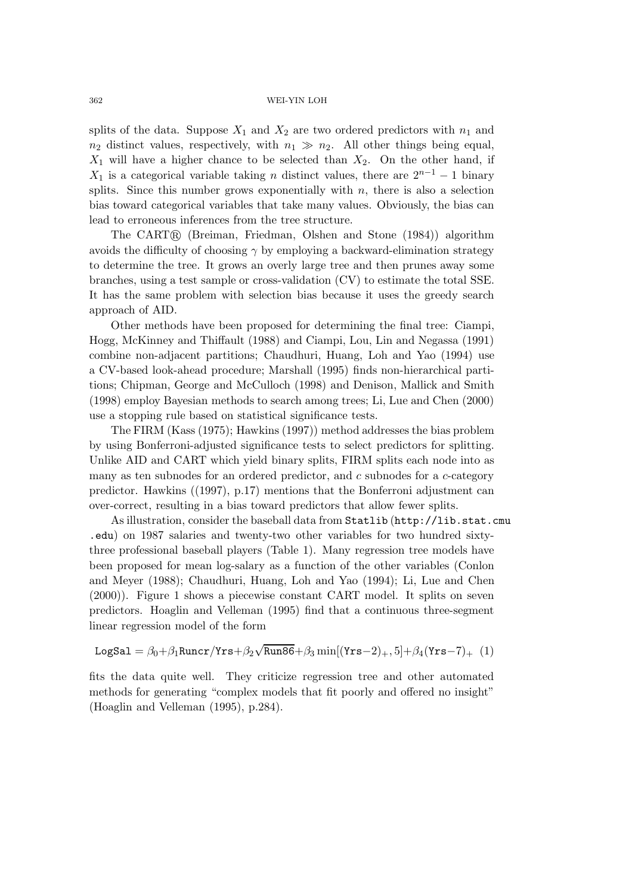splits of the data. Suppose $X_1$ and $X_2$ are two ordered predictors with $n_1$ and $n_2$ distinct values, respectively, with $n_1 \gg n_2$. All other things being equal, $X_1$ will have a higher chance to be selected than $X_2$. On the other hand, if $X_1$ is a categorical variable taking $n$ distinct values, there are $2^{n-1} - 1$ binary splits. Since this number grows exponentially with $n$, there is also a selection bias toward categorical variables that take many values. Obviously, the bias can lead to erroneous inferences from the tree structure.

The CART® (Breiman, Friedman, Olshen and Stone (1984)) algorithm avoids the difficulty of choosing $\gamma$ by employing a backward-elimination strategy to determine the tree. It grows an overly large tree and then prunes away some branches, using a test sample or cross-validation (CV) to estimate the total SSE. It has the same problem with selection bias because it uses the greedy search approach of AID.

Other methods have been proposed for determining the final tree: Ciampi, Hogg, McKinney and Thiffault (1988) and Ciampi, Lou, Lin and Negassa (1991) combine non-adjacent partitions; Chaudhuri, Huang, Loh and Yao (1994) use a CV-based look-ahead procedure; Marshall (1995) finds non-hierarchical partitions; Chipman, George and McCulloch (1998) and Denison, Mallick and Smith (1998) employ Bayesian methods to search among trees; Li, Lue and Chen (2000) use a stopping rule based on statistical significance tests.

The FIRM (Kass (1975); Hawkins (1997)) method addresses the bias problem by using Bonferroni-adjusted significance tests to select predictors for splitting. Unlike AID and CART which yield binary splits, FIRM splits each node into as many as ten subnodes for an ordered predictor, and $c$ subnodes for a $c$-category predictor. Hawkins ((1997), p.17) mentions that the Bonferroni adjustment can over-correct, resulting in a bias toward predictors that allow fewer splits.

As illustration, consider the baseball data from `Statlib` (`http://lib.stat.cmu.edu`) on 1987 salaries and twenty-two other variables for two hundred sixty-three professional baseball players (Table 1). Many regression tree models have been proposed for mean log-salary as a function of the other variables (Conlon and Meyer (1988); Chaudhuri, Huang, Loh and Yao (1994); Li, Lue and Chen (2000)). Figure 1 shows a piecewise constant CART model. It splits on seven predictors. Hoaglin and Velleman (1995) find that a continuous three-segment linear regression model of the form

$$\texttt{LogSal} = \beta_0 + \beta_1 \texttt{Runcr/Yrs} + \beta_2 \sqrt{\texttt{Run86}} + \beta_3 \min[(\texttt{Yrs}-2)_+, 5] + \beta_4 (\texttt{Yrs}-7)_+ \quad (1)$$

fits the data quite well. They criticize regression tree and other automated methods for generating "complex models that fit poorly and offered no insight" (Hoaglin and Velleman (1995), p.284).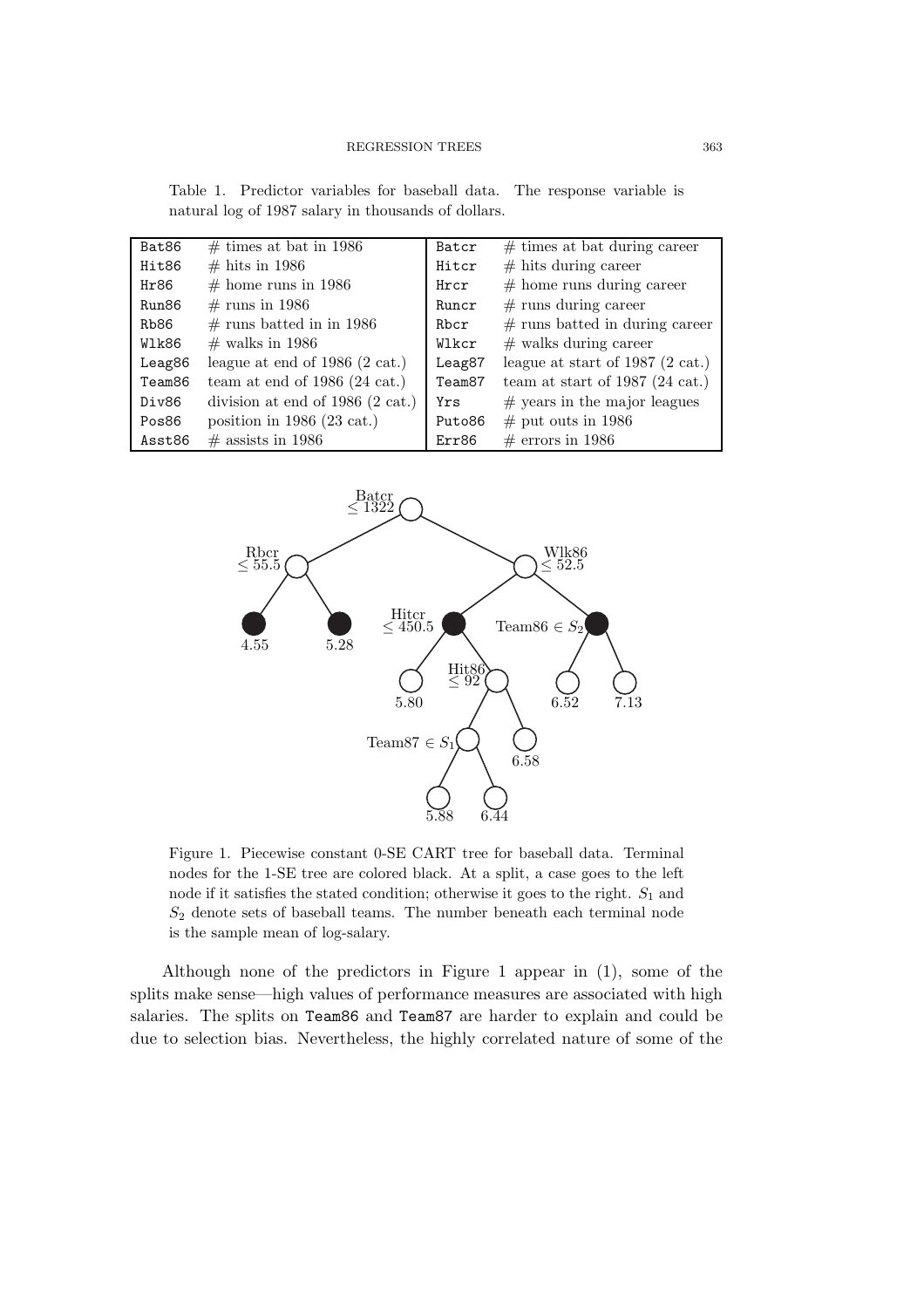Table 1. Predictor variables for baseball data. The response variable is natural log of 1987 salary in thousands of dollars.

| | | | |
|---|---|---|---|
| Bat86 | # times at bat in 1986 | Batcr | # times at bat during career |
| Hit86 | # hits in 1986 | Hitcr | # hits during career |
| Hr86 | # home runs in 1986 | Hrcr | # home runs during career |
| Run86 | # runs in 1986 | Runcr | # runs during career |
| Rb86 | # runs batted in in 1986 | Rbcr | # runs batted in during career |
| Wlk86 | # walks in 1986 | Wlkcr | # walks during career |
| Leag86 | league at end of 1986 (2 cat.) | Leag87 | league at start of 1987 (2 cat.) |
| Team86 | team at end of 1986 (24 cat.) | Team87 | team at start of 1987 (24 cat.) |
| Div86 | division at end of 1986 (2 cat.) | Yrs | # years in the major leagues |
| Pos86 | position in 1986 (23 cat.) | Puto86 | # put outs in 1986 |
| Asst86 | # assists in 1986 | Err86 | # errors in 1986 |

Figure 1. Piecewise constant 0-SE CART tree for baseball data. Terminal nodes for the 1-SE tree are colored black. At a split, a case goes to the left node if it satisfies the stated condition; otherwise it goes to the right. $S_1$ and $S_2$ denote sets of baseball teams. The number beneath each terminal node is the sample mean of log-salary.

Although none of the predictors in Figure 1 appear in (1), some of the splits make sense—high values of performance measures are associated with high salaries. The splits on Team86 and Team87 are harder to explain and could be due to selection bias. Nevertheless, the highly correlated nature of some of the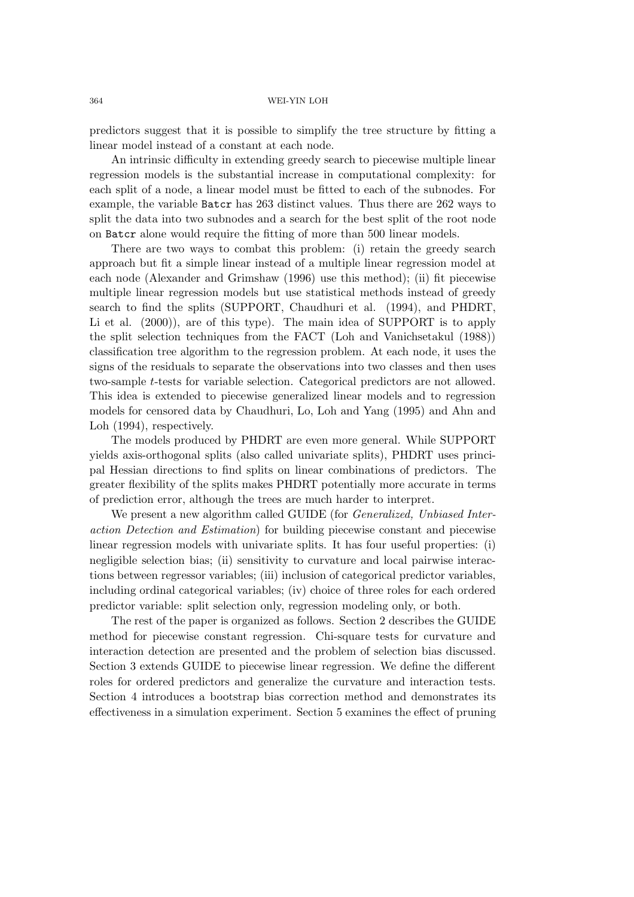predictors suggest that it is possible to simplify the tree structure by fitting a linear model instead of a constant at each node.

An intrinsic difficulty in extending greedy search to piecewise multiple linear regression models is the substantial increase in computational complexity: for each split of a node, a linear model must be fitted to each of the subnodes. For example, the variable `Batcr` has 263 distinct values. Thus there are 262 ways to split the data into two subnodes and a search for the best split of the root node on `Batcr` alone would require the fitting of more than 500 linear models.

There are two ways to combat this problem: (i) retain the greedy search approach but fit a simple linear instead of a multiple linear regression model at each node (Alexander and Grimshaw (1996) use this method); (ii) fit piecewise multiple linear regression models but use statistical methods instead of greedy search to find the splits (SUPPORT, Chaudhuri et al. (1994), and PHDRT, Li et al. (2000)), are of this type). The main idea of SUPPORT is to apply the split selection techniques from the FACT (Loh and Vanichsetakul (1988)) classification tree algorithm to the regression problem. At each node, it uses the signs of the residuals to separate the observations into two classes and then uses two-sample $t$-tests for variable selection. Categorical predictors are not allowed. This idea is extended to piecewise generalized linear models and to regression models for censored data by Chaudhuri, Lo, Loh and Yang (1995) and Ahn and Loh (1994), respectively.

The models produced by PHDRT are even more general. While SUPPORT yields axis-orthogonal splits (also called univariate splits), PHDRT uses principal Hessian directions to find splits on linear combinations of predictors. The greater flexibility of the splits makes PHDRT potentially more accurate in terms of prediction error, although the trees are much harder to interpret.

We present a new algorithm called GUIDE (for *Generalized, Unbiased Interaction Detection and Estimation*) for building piecewise constant and piecewise linear regression models with univariate splits. It has four useful properties: (i) negligible selection bias; (ii) sensitivity to curvature and local pairwise interactions between regressor variables; (iii) inclusion of categorical predictor variables, including ordinal categorical variables; (iv) choice of three roles for each ordered predictor variable: split selection only, regression modeling only, or both.

The rest of the paper is organized as follows. Section 2 describes the GUIDE method for piecewise constant regression. Chi-square tests for curvature and interaction detection are presented and the problem of selection bias discussed. Section 3 extends GUIDE to piecewise linear regression. We define the different roles for ordered predictors and generalize the curvature and interaction tests. Section 4 introduces a bootstrap bias correction method and demonstrates its effectiveness in a simulation experiment. Section 5 examines the effect of pruning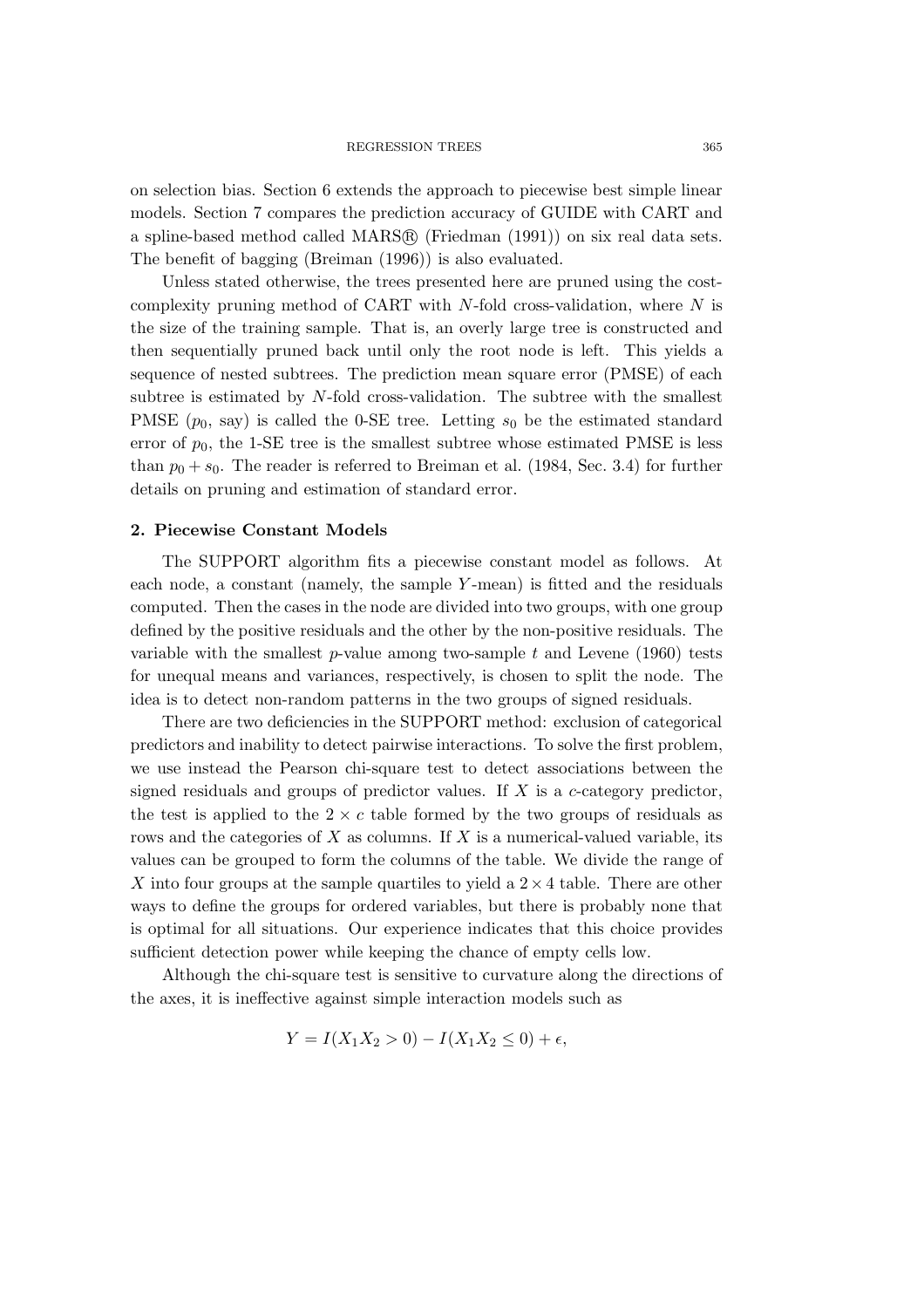on selection bias. Section 6 extends the approach to piecewise best simple linear models. Section 7 compares the prediction accuracy of GUIDE with CART and a spline-based method called MARS® (Friedman (1991)) on six real data sets. The benefit of bagging (Breiman (1996)) is also evaluated.

Unless stated otherwise, the trees presented here are pruned using the cost-complexity pruning method of CART with $N$-fold cross-validation, where $N$ is the size of the training sample. That is, an overly large tree is constructed and then sequentially pruned back until only the root node is left. This yields a sequence of nested subtrees. The prediction mean square error (PMSE) of each subtree is estimated by $N$-fold cross-validation. The subtree with the smallest PMSE ($p_0$, say) is called the 0-SE tree. Letting $s_0$ be the estimated standard error of $p_0$, the 1-SE tree is the smallest subtree whose estimated PMSE is less than $p_0 + s_0$. The reader is referred to Breiman et al. (1984, Sec. 3.4) for further details on pruning and estimation of standard error.

## 2. Piecewise Constant Models

The SUPPORT algorithm fits a piecewise constant model as follows. At each node, a constant (namely, the sample $Y$-mean) is fitted and the residuals computed. Then the cases in the node are divided into two groups, with one group defined by the positive residuals and the other by the non-positive residuals. The variable with the smallest $p$-value among two-sample $t$ and Levene (1960) tests for unequal means and variances, respectively, is chosen to split the node. The idea is to detect non-random patterns in the two groups of signed residuals.

There are two deficiencies in the SUPPORT method: exclusion of categorical predictors and inability to detect pairwise interactions. To solve the first problem, we use instead the Pearson chi-square test to detect associations between the signed residuals and groups of predictor values. If $X$ is a $c$-category predictor, the test is applied to the $2 \times c$ table formed by the two groups of residuals as rows and the categories of $X$ as columns. If $X$ is a numerical-valued variable, its values can be grouped to form the columns of the table. We divide the range of $X$ into four groups at the sample quartiles to yield a $2 \times 4$ table. There are other ways to define the groups for ordered variables, but there is probably none that is optimal for all situations. Our experience indicates that this choice provides sufficient detection power while keeping the chance of empty cells low.

Although the chi-square test is sensitive to curvature along the directions of the axes, it is ineffective against simple interaction models such as

$$Y = I(X_1 X_2 > 0) - I(X_1 X_2 \leq 0) + \epsilon,$$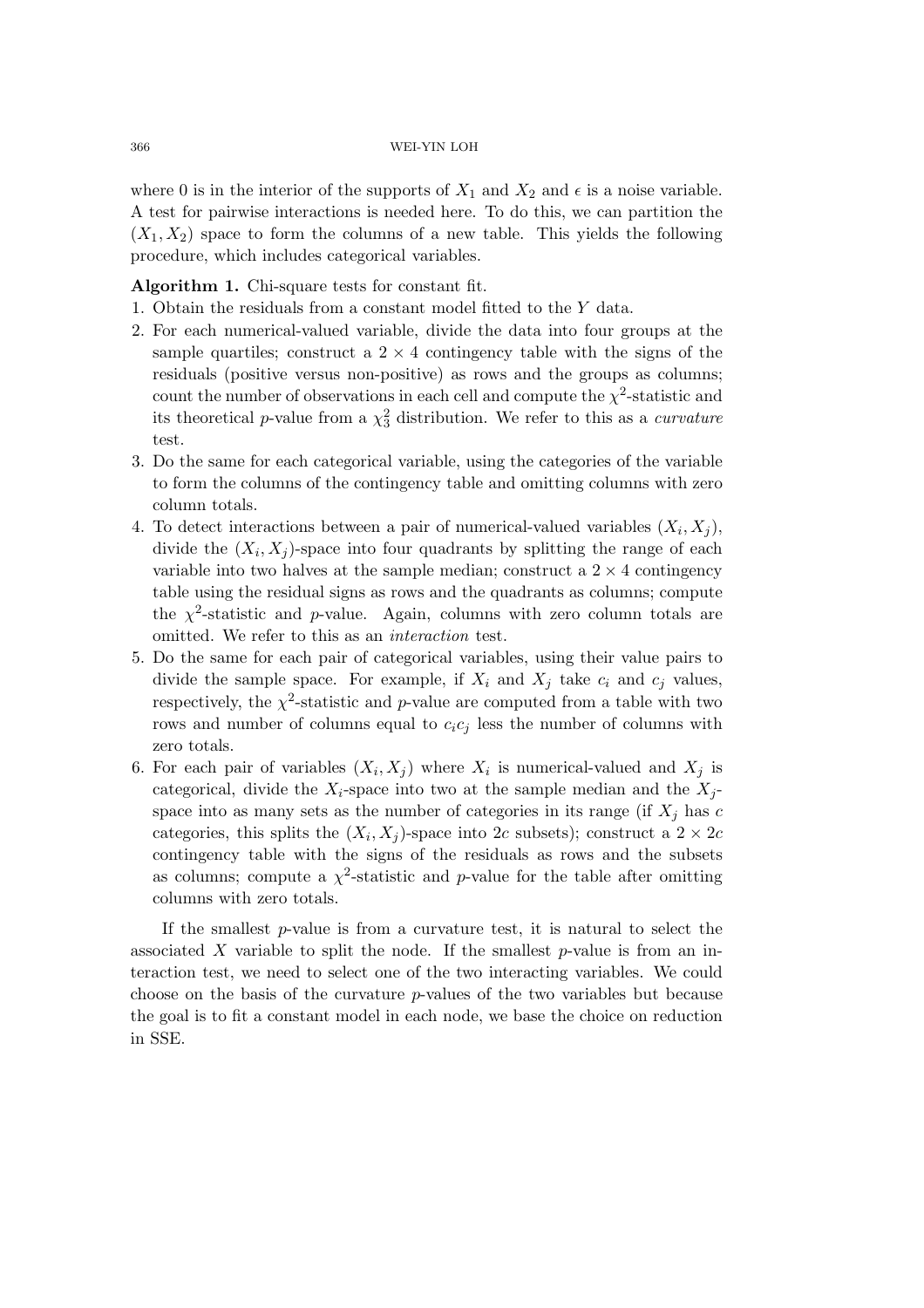where 0 is in the interior of the supports of $X_1$ and $X_2$ and $\epsilon$ is a noise variable. A test for pairwise interactions is needed here. To do this, we can partition the $(X_1, X_2)$ space to form the columns of a new table. This yields the following procedure, which includes categorical variables.

**Algorithm 1.** Chi-square tests for constant fit.

1. Obtain the residuals from a constant model fitted to the $Y$ data.
2. For each numerical-valued variable, divide the data into four groups at the sample quartiles; construct a $2 \times 4$ contingency table with the signs of the residuals (positive versus non-positive) as rows and the groups as columns; count the number of observations in each cell and compute the $\chi^2$-statistic and its theoretical $p$-value from a $\chi^2_3$ distribution. We refer to this as a *curvature* test.
3. Do the same for each categorical variable, using the categories of the variable to form the columns of the contingency table and omitting columns with zero column totals.
4. To detect interactions between a pair of numerical-valued variables $(X_i, X_j)$, divide the $(X_i, X_j)$-space into four quadrants by splitting the range of each variable into two halves at the sample median; construct a $2 \times 4$ contingency table using the residual signs as rows and the quadrants as columns; compute the $\chi^2$-statistic and $p$-value. Again, columns with zero column totals are omitted. We refer to this as an *interaction* test.
5. Do the same for each pair of categorical variables, using their value pairs to divide the sample space. For example, if $X_i$ and $X_j$ take $c_i$ and $c_j$ values, respectively, the $\chi^2$-statistic and $p$-value are computed from a table with two rows and number of columns equal to $c_i c_j$ less the number of columns with zero totals.
6. For each pair of variables $(X_i, X_j)$ where $X_i$ is numerical-valued and $X_j$ is categorical, divide the $X_i$-space into two at the sample median and the $X_j$-space into as many sets as the number of categories in its range (if $X_j$ has $c$ categories, this splits the $(X_i, X_j)$-space into $2c$ subsets); construct a $2 \times 2c$ contingency table with the signs of the residuals as rows and the subsets as columns; compute a $\chi^2$-statistic and $p$-value for the table after omitting columns with zero totals.

If the smallest $p$-value is from a curvature test, it is natural to select the associated $X$ variable to split the node. If the smallest $p$-value is from an interaction test, we need to select one of the two interacting variables. We could choose on the basis of the curvature $p$-values of the two variables but because the goal is to fit a constant model in each node, we base the choice on reduction in SSE.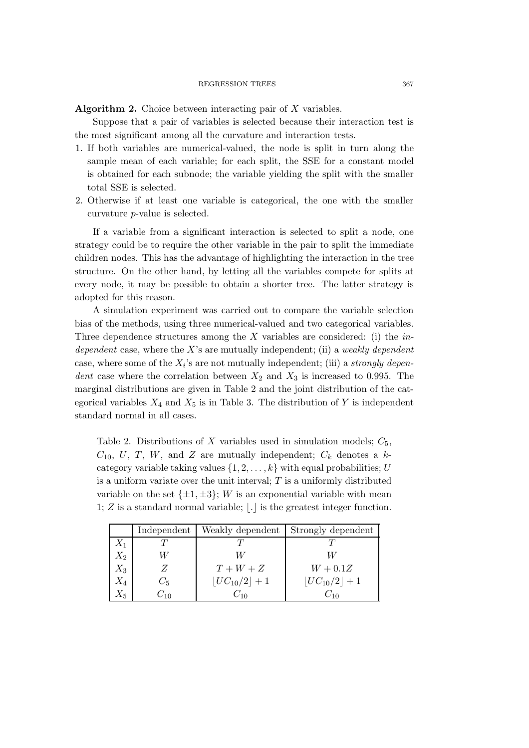**Algorithm 2.** Choice between interacting pair of $X$ variables.

Suppose that a pair of variables is selected because their interaction test is the most significant among all the curvature and interaction tests.

1. If both variables are numerical-valued, the node is split in turn along the sample mean of each variable; for each split, the SSE for a constant model is obtained for each subnode; the variable yielding the split with the smaller total SSE is selected.
2. Otherwise if at least one variable is categorical, the one with the smaller curvature $p$-value is selected.

If a variable from a significant interaction is selected to split a node, one strategy could be to require the other variable in the pair to split the immediate children nodes. This has the advantage of highlighting the interaction in the tree structure. On the other hand, by letting all the variables compete for splits at every node, it may be possible to obtain a shorter tree. The latter strategy is adopted for this reason.

A simulation experiment was carried out to compare the variable selection bias of the methods, using three numerical-valued and two categorical variables. Three dependence structures among the $X$ variables are considered: (i) the *independent* case, where the $X$'s are mutually independent; (ii) a *weakly dependent* case, where some of the $X_i$'s are not mutually independent; (iii) a *strongly dependent* case where the correlation between $X_2$ and $X_3$ is increased to 0.995. The marginal distributions are given in Table 2 and the joint distribution of the categorical variables $X_4$ and $X_5$ is in Table 3. The distribution of $Y$ is independent standard normal in all cases.

Table 2. Distributions of $X$ variables used in simulation models; $C_5$, $C_{10}$, $U$, $T$, $W$, and $Z$ are mutually independent; $C_k$ denotes a $k$-category variable taking values $\{1, 2, \ldots, k\}$ with equal probabilities; $U$ is a uniform variate over the unit interval; $T$ is a uniformly distributed variable on the set $\{\pm 1, \pm 3\}$; $W$ is an exponential variable with mean 1; $Z$ is a standard normal variable; $\lfloor . \rfloor$ is the greatest integer function.

| | Independent | Weakly dependent | Strongly dependent |
|---|---|---|---|
| $X_1$ | $T$ | $T$ | $T$ |
| $X_2$ | $W$ | $W$ | $W$ |
| $X_3$ | $Z$ | $T + W + Z$ | $W + 0.1Z$ |
| $X_4$ | $C_5$ | $\lfloor UC_{10}/2 \rfloor + 1$ | $\lfloor UC_{10}/2 \rfloor + 1$ |
| $X_5$ | $C_{10}$ | $C_{10}$ | $C_{10}$ |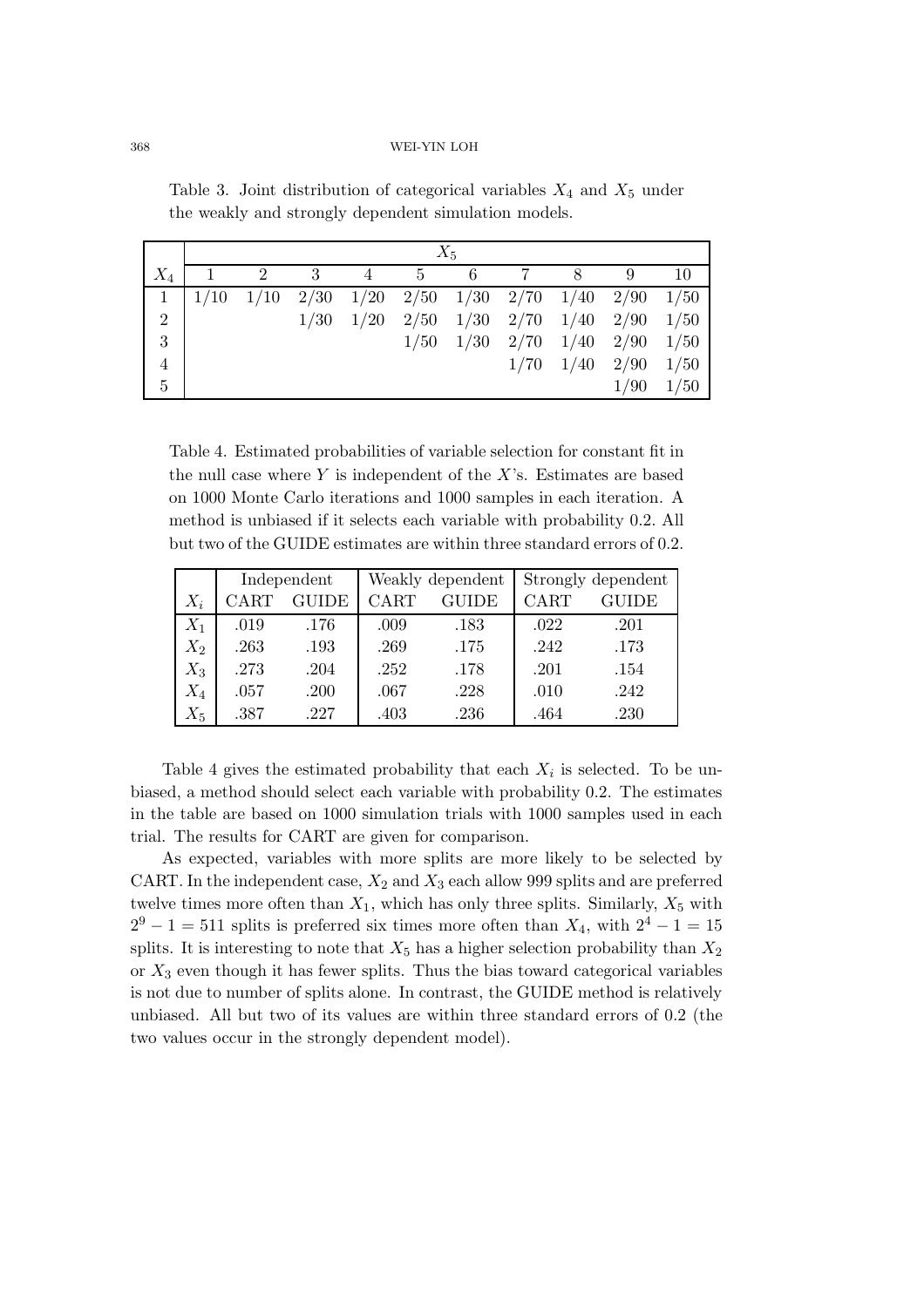Table 3. Joint distribution of categorical variables $X_4$ and $X_5$ under the weakly and strongly dependent simulation models.

| | $X_5$ | | | | | | | | | |
|---|---|---|---|---|---|---|---|---|---|---|
| $X_4$ | 1 | 2 | 3 | 4 | 5 | 6 | 7 | 8 | 9 | 10 |
| 1 | 1/10 | 1/10 | 2/30 | 1/20 | 2/50 | 1/30 | 2/70 | 1/40 | 2/90 | 1/50 |
| 2 | | | 1/30 | 1/20 | 2/50 | 1/30 | 2/70 | 1/40 | 2/90 | 1/50 |
| 3 | | | | | 1/50 | 1/30 | 2/70 | 1/40 | 2/90 | 1/50 |
| 4 | | | | | | | 1/70 | 1/40 | 2/90 | 1/50 |
| 5 | | | | | | | | | 1/90 | 1/50 |

Table 4. Estimated probabilities of variable selection for constant fit in the null case where $Y$ is independent of the $X$'s. Estimates are based on 1000 Monte Carlo iterations and 1000 samples in each iteration. A method is unbiased if it selects each variable with probability 0.2. All but two of the GUIDE estimates are within three standard errors of 0.2.

| | Independent | | Weakly dependent | | Strongly dependent | |
|---|---|---|---|---|---|---|
| $X_i$ | CART | GUIDE | CART | GUIDE | CART | GUIDE |
| $X_1$ | .019 | .176 | .009 | .183 | .022 | .201 |
| $X_2$ | .263 | .193 | .269 | .175 | .242 | .173 |
| $X_3$ | .273 | .204 | .252 | .178 | .201 | .154 |
| $X_4$ | .057 | .200 | .067 | .228 | .010 | .242 |
| $X_5$ | .387 | .227 | .403 | .236 | .464 | .230 |

Table 4 gives the estimated probability that each $X_i$ is selected. To be unbiased, a method should select each variable with probability 0.2. The estimates in the table are based on 1000 simulation trials with 1000 samples used in each trial. The results for CART are given for comparison.

As expected, variables with more splits are more likely to be selected by CART. In the independent case, $X_2$ and $X_3$ each allow 999 splits and are preferred twelve times more often than $X_1$, which has only three splits. Similarly, $X_5$ with $2^9 - 1 = 511$ splits is preferred six times more often than $X_4$, with $2^4 - 1 = 15$ splits. It is interesting to note that $X_5$ has a higher selection probability than $X_2$ or $X_3$ even though it has fewer splits. Thus the bias toward categorical variables is not due to number of splits alone. In contrast, the GUIDE method is relatively unbiased. All but two of its values are within three standard errors of 0.2 (the two values occur in the strongly dependent model).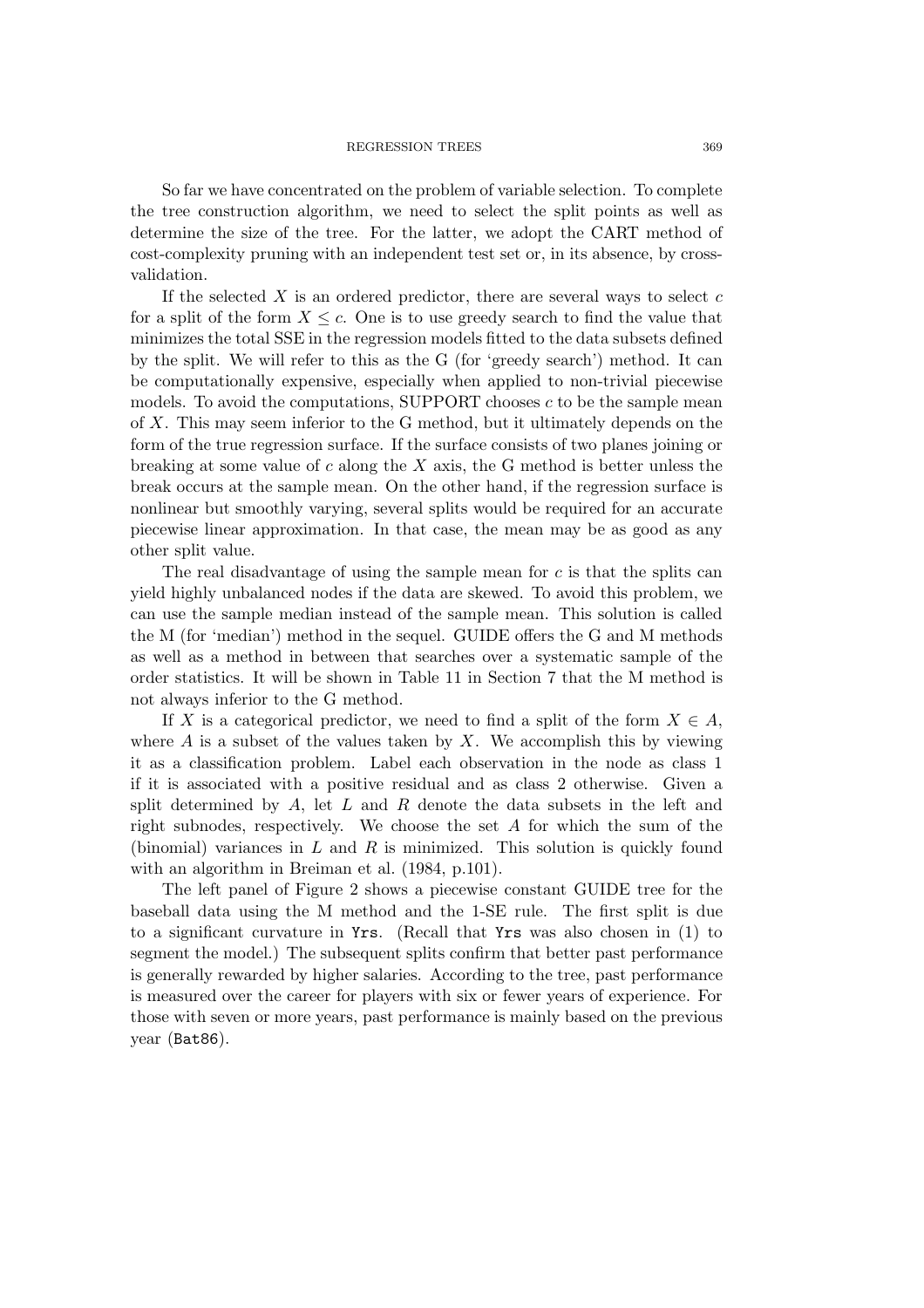So far we have concentrated on the problem of variable selection. To complete the tree construction algorithm, we need to select the split points as well as determine the size of the tree. For the latter, we adopt the CART method of cost-complexity pruning with an independent test set or, in its absence, by cross-validation.

If the selected $X$ is an ordered predictor, there are several ways to select $c$ for a split of the form $X \leq c$. One is to use greedy search to find the value that minimizes the total SSE in the regression models fitted to the data subsets defined by the split. We will refer to this as the G (for 'greedy search') method. It can be computationally expensive, especially when applied to non-trivial piecewise models. To avoid the computations, SUPPORT chooses $c$ to be the sample mean of $X$. This may seem inferior to the G method, but it ultimately depends on the form of the true regression surface. If the surface consists of two planes joining or breaking at some value of $c$ along the $X$ axis, the G method is better unless the break occurs at the sample mean. On the other hand, if the regression surface is nonlinear but smoothly varying, several splits would be required for an accurate piecewise linear approximation. In that case, the mean may be as good as any other split value.

The real disadvantage of using the sample mean for $c$ is that the splits can yield highly unbalanced nodes if the data are skewed. To avoid this problem, we can use the sample median instead of the sample mean. This solution is called the M (for 'median') method in the sequel. GUIDE offers the G and M methods as well as a method in between that searches over a systematic sample of the order statistics. It will be shown in Table 11 in Section 7 that the M method is not always inferior to the G method.

If $X$ is a categorical predictor, we need to find a split of the form $X \in A$, where $A$ is a subset of the values taken by $X$. We accomplish this by viewing it as a classification problem. Label each observation in the node as class 1 if it is associated with a positive residual and as class 2 otherwise. Given a split determined by $A$, let $L$ and $R$ denote the data subsets in the left and right subnodes, respectively. We choose the set $A$ for which the sum of the (binomial) variances in $L$ and $R$ is minimized. This solution is quickly found with an algorithm in Breiman et al. (1984, p.101).

The left panel of Figure 2 shows a piecewise constant GUIDE tree for the baseball data using the M method and the 1-SE rule. The first split is due to a significant curvature in `Yrs`. (Recall that `Yrs` was also chosen in (1) to segment the model.) The subsequent splits confirm that better past performance is generally rewarded by higher salaries. According to the tree, past performance is measured over the career for players with six or fewer years of experience. For those with seven or more years, past performance is mainly based on the previous year (`Bat86`).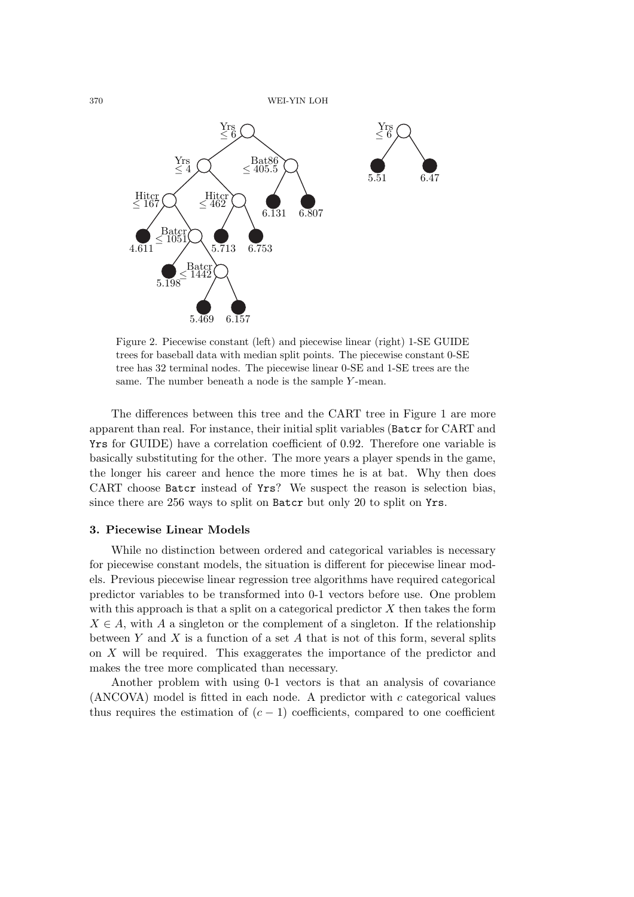Figure 2. Piecewise constant (left) and piecewise linear (right) 1-SE GUIDE trees for baseball data with median split points. The piecewise constant 0-SE tree has 32 terminal nodes. The piecewise linear 0-SE and 1-SE trees are the same. The number beneath a node is the sample $Y$-mean.

The differences between this tree and the CART tree in Figure 1 are more apparent than real. For instance, their initial split variables (`Batcr` for CART and `Yrs` for GUIDE) have a correlation coefficient of 0.92. Therefore one variable is basically substituting for the other. The more years a player spends in the game, the longer his career and hence the more times he is at bat. Why then does CART choose `Batcr` instead of `Yrs`? We suspect the reason is selection bias, since there are 256 ways to split on `Batcr` but only 20 to split on `Yrs`.

### 3. Piecewise Linear Models

While no distinction between ordered and categorical variables is necessary for piecewise constant models, the situation is different for piecewise linear models. Previous piecewise linear regression tree algorithms have required categorical predictor variables to be transformed into 0-1 vectors before use. One problem with this approach is that a split on a categorical predictor $X$ then takes the form $X \in A$, with $A$ a singleton or the complement of a singleton. If the relationship between $Y$ and $X$ is a function of a set $A$ that is not of this form, several splits on $X$ will be required. This exaggerates the importance of the predictor and makes the tree more complicated than necessary.

Another problem with using 0-1 vectors is that an analysis of covariance (ANCOVA) model is fitted in each node. A predictor with $c$ categorical values thus requires the estimation of $(c - 1)$ coefficients, compared to one coefficient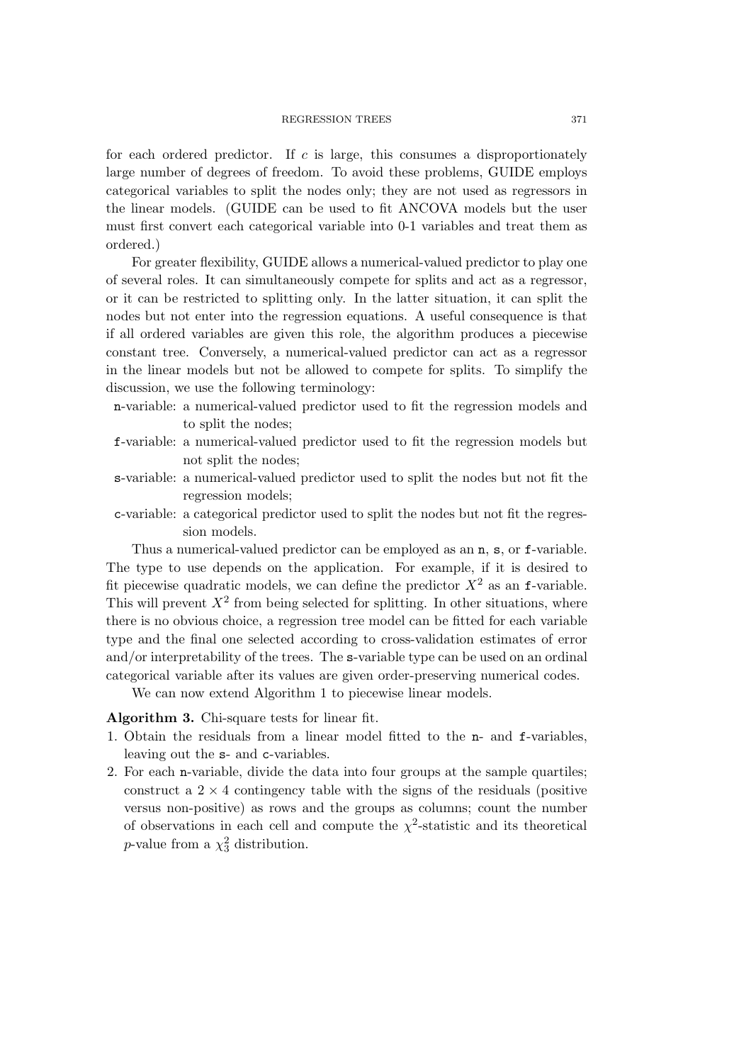for each ordered predictor. If $c$ is large, this consumes a disproportionately large number of degrees of freedom. To avoid these problems, GUIDE employs categorical variables to split the nodes only; they are not used as regressors in the linear models. (GUIDE can be used to fit ANCOVA models but the user must first convert each categorical variable into 0-1 variables and treat them as ordered.)

For greater flexibility, GUIDE allows a numerical-valued predictor to play one of several roles. It can simultaneously compete for splits and act as a regressor, or it can be restricted to splitting only. In the latter situation, it can split the nodes but not enter into the regression equations. A useful consequence is that if all ordered variables are given this role, the algorithm produces a piecewise constant tree. Conversely, a numerical-valued predictor can act as a regressor in the linear models but not be allowed to compete for splits. To simplify the discussion, we use the following terminology:

- `n`-variable: a numerical-valued predictor used to fit the regression models and to split the nodes;
- `f`-variable: a numerical-valued predictor used to fit the regression models but not split the nodes;
- `s`-variable: a numerical-valued predictor used to split the nodes but not fit the regression models;
- `c`-variable: a categorical predictor used to split the nodes but not fit the regression models.

Thus a numerical-valued predictor can be employed as an `n`, `s`, or `f`-variable. The type to use depends on the application. For example, if it is desired to fit piecewise quadratic models, we can define the predictor $X^2$ as an `f`-variable. This will prevent $X^2$ from being selected for splitting. In other situations, where there is no obvious choice, a regression tree model can be fitted for each variable type and the final one selected according to cross-validation estimates of error and/or interpretability of the trees. The `s`-variable type can be used on an ordinal categorical variable after its values are given order-preserving numerical codes.

We can now extend Algorithm 1 to piecewise linear models.

**Algorithm 3.** Chi-square tests for linear fit.

1. Obtain the residuals from a linear model fitted to the `n`- and `f`-variables, leaving out the `s`- and `c`-variables.
2. For each `n`-variable, divide the data into four groups at the sample quartiles; construct a $2 \times 4$ contingency table with the signs of the residuals (positive versus non-positive) as rows and the groups as columns; count the number of observations in each cell and compute the $\chi^2$-statistic and its theoretical $p$-value from a $\chi^2_3$ distribution.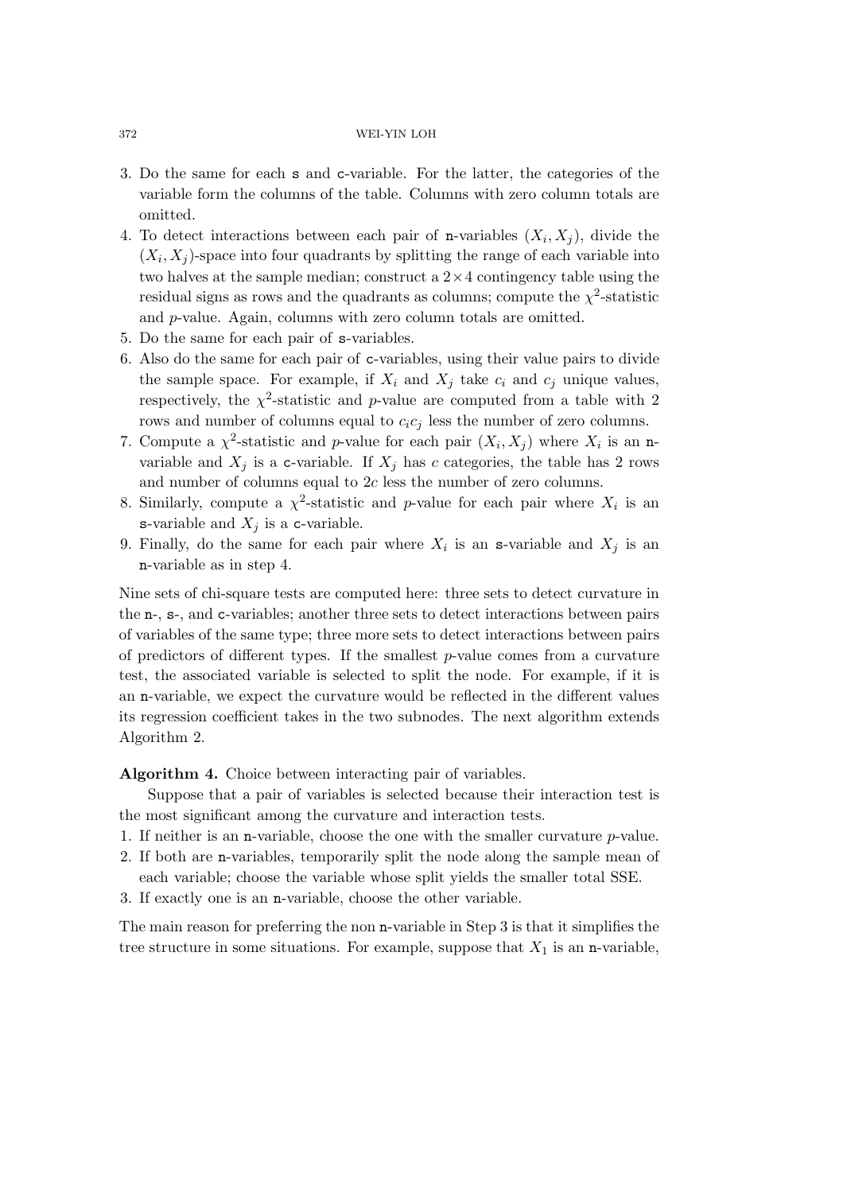3. Do the same for each `s` and `c`-variable. For the latter, the categories of the variable form the columns of the table. Columns with zero column totals are omitted.
4. To detect interactions between each pair of `n`-variables $(X_i, X_j)$, divide the $(X_i, X_j)$-space into four quadrants by splitting the range of each variable into two halves at the sample median; construct a $2 \times 4$ contingency table using the residual signs as rows and the quadrants as columns; compute the $\chi^2$-statistic and $p$-value. Again, columns with zero column totals are omitted.
5. Do the same for each pair of `s`-variables.
6. Also do the same for each pair of `c`-variables, using their value pairs to divide the sample space. For example, if $X_i$ and $X_j$ take $c_i$ and $c_j$ unique values, respectively, the $\chi^2$-statistic and $p$-value are computed from a table with 2 rows and number of columns equal to $c_i c_j$ less the number of zero columns.
7. Compute a $\chi^2$-statistic and $p$-value for each pair $(X_i, X_j)$ where $X_i$ is an `n`-variable and $X_j$ is a `c`-variable. If $X_j$ has $c$ categories, the table has 2 rows and number of columns equal to $2c$ less the number of zero columns.
8. Similarly, compute a $\chi^2$-statistic and $p$-value for each pair where $X_i$ is an `s`-variable and $X_j$ is a `c`-variable.
9. Finally, do the same for each pair where $X_i$ is an `s`-variable and $X_j$ is an `n`-variable as in step 4.

Nine sets of chi-square tests are computed here: three sets to detect curvature in the `n`-, `s`-, and `c`-variables; another three sets to detect interactions between pairs of variables of the same type; three more sets to detect interactions between pairs of predictors of different types. If the smallest $p$-value comes from a curvature test, the associated variable is selected to split the node. For example, if it is an `n`-variable, we expect the curvature would be reflected in the different values its regression coefficient takes in the two subnodes. The next algorithm extends Algorithm 2.

**Algorithm 4.** Choice between interacting pair of variables.

Suppose that a pair of variables is selected because their interaction test is the most significant among the curvature and interaction tests.

1. If neither is an `n`-variable, choose the one with the smaller curvature $p$-value.
2. If both are `n`-variables, temporarily split the node along the sample mean of each variable; choose the variable whose split yields the smaller total SSE.
3. If exactly one is an `n`-variable, choose the other variable.

The main reason for preferring the non `n`-variable in Step 3 is that it simplifies the tree structure in some situations. For example, suppose that $X_1$ is an `n`-variable,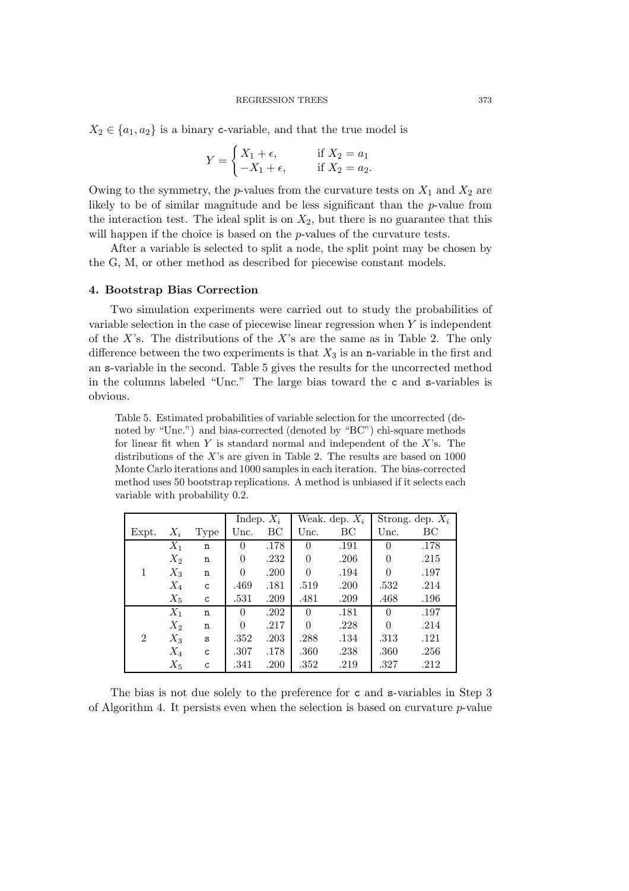$X_2 \in \{a_1, a_2\}$ is a binary c-variable, and that the true model is

$$Y = \begin{cases} X_1 + \epsilon, & \text{if } X_2 = a_1 \\ -X_1 + \epsilon, & \text{if } X_2 = a_2. \end{cases}$$

Owing to the symmetry, the $p$-values from the curvature tests on $X_1$ and $X_2$ are likely to be of similar magnitude and be less significant than the $p$-value from the interaction test. The ideal split is on $X_2$, but there is no guarantee that this will happen if the choice is based on the $p$-values of the curvature tests.

After a variable is selected to split a node, the split point may be chosen by the G, M, or other method as described for piecewise constant models.

## 4. Bootstrap Bias Correction

Two simulation experiments were carried out to study the probabilities of variable selection in the case of piecewise linear regression when $Y$ is independent of the $X$'s. The distributions of the $X$'s are the same as in Table 2. The only difference between the two experiments is that $X_3$ is an n-variable in the first and an s-variable in the second. Table 5 gives the results for the uncorrected method in the columns labeled "Unc." The large bias toward the c and s-variables is obvious.

Table 5. Estimated probabilities of variable selection for the uncorrected (denoted by "Unc.") and bias-corrected (denoted by "BC") chi-square methods for linear fit when $Y$ is standard normal and independent of the $X$'s. The distributions of the $X$'s are given in Table 2. The results are based on 1000 Monte Carlo iterations and 1000 samples in each iteration. The bias-corrected method uses 50 bootstrap replications. A method is unbiased if it selects each variable with probability 0.2.

| | | | Indep. $X_i$ | | Weak. dep. $X_i$ | | Strong. dep. $X_i$ | |
|---|---|---|---|---|---|---|---|---|
| Expt. | $X_i$ | Type | Unc. | BC | Unc. | BC | Unc. | BC |
| 1 | $X_1$ | n | 0 | .178 | 0 | .191 | 0 | .178 |
| | $X_2$ | n | 0 | .232 | 0 | .206 | 0 | .215 |
| | $X_3$ | n | 0 | .200 | 0 | .194 | 0 | .197 |
| | $X_4$ | c | .469 | .181 | .519 | .200 | .532 | .214 |
| | $X_5$ | c | .531 | .209 | .481 | .209 | .468 | .196 |
| 2 | $X_1$ | n | 0 | .202 | 0 | .181 | 0 | .197 |
| | $X_2$ | n | 0 | .217 | 0 | .228 | 0 | .214 |
| | $X_3$ | s | .352 | .203 | .288 | .134 | .313 | .121 |
| | $X_4$ | c | .307 | .178 | .360 | .238 | .360 | .256 |
| | $X_5$ | c | .341 | .200 | .352 | .219 | .327 | .212 |

The bias is not due solely to the preference for c and s-variables in Step 3 of Algorithm 4. It persists even when the selection is based on curvature $p$-value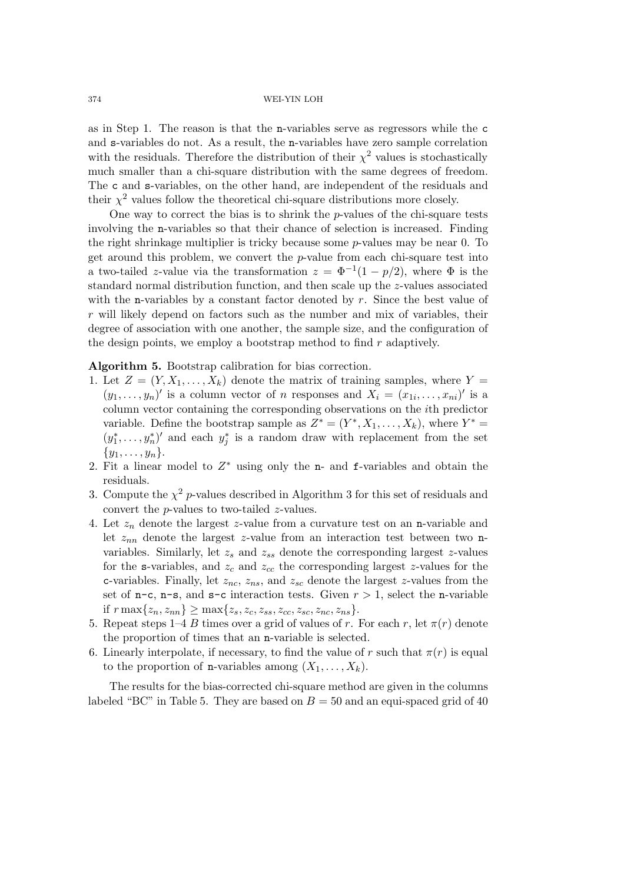as in Step 1. The reason is that the n-variables serve as regressors while the c and s-variables do not. As a result, the n-variables have zero sample correlation with the residuals. Therefore the distribution of their $\chi^2$ values is stochastically much smaller than a chi-square distribution with the same degrees of freedom. The c and s-variables, on the other hand, are independent of the residuals and their $\chi^2$ values follow the theoretical chi-square distributions more closely.

One way to correct the bias is to shrink the $p$-values of the chi-square tests involving the n-variables so that their chance of selection is increased. Finding the right shrinkage multiplier is tricky because some $p$-values may be near 0. To get around this problem, we convert the $p$-value from each chi-square test into a two-tailed $z$-value via the transformation $z = \Phi^{-1}(1 - p/2)$, where $\Phi$ is the standard normal distribution function, and then scale up the $z$-values associated with the n-variables by a constant factor denoted by $r$. Since the best value of $r$ will likely depend on factors such as the number and mix of variables, their degree of association with one another, the sample size, and the configuration of the design points, we employ a bootstrap method to find $r$ adaptively.

**Algorithm 5.** Bootstrap calibration for bias correction.

1. Let $Z = (Y, X_1, \ldots, X_k)$ denote the matrix of training samples, where $Y = (y_1, \ldots, y_n)'$ is a column vector of $n$ responses and $X_i = (x_{1i}, \ldots, x_{ni})'$ is a column vector containing the corresponding observations on the $i$th predictor variable. Define the bootstrap sample as $Z^* = (Y^*, X_1, \ldots, X_k)$, where $Y^* = (y_1^*, \ldots, y_n^*)'$ and each $y_j^*$ is a random draw with replacement from the set $\{y_1, \ldots, y_n\}$.
2. Fit a linear model to $Z^*$ using only the n- and f-variables and obtain the residuals.
3. Compute the $\chi^2$ $p$-values described in Algorithm 3 for this set of residuals and convert the $p$-values to two-tailed $z$-values.
4. Let $z_n$ denote the largest $z$-value from a curvature test on an n-variable and let $z_{nn}$ denote the largest $z$-value from an interaction test between two n-variables. Similarly, let $z_s$ and $z_{ss}$ denote the corresponding largest $z$-values for the s-variables, and $z_c$ and $z_{cc}$ the corresponding largest $z$-values for the c-variables. Finally, let $z_{nc}$, $z_{ns}$, and $z_{sc}$ denote the largest $z$-values from the set of n-c, n-s, and s-c interaction tests. Given $r > 1$, select the n-variable if $r \max\{z_n, z_{nn}\} \geq \max\{z_s, z_c, z_{ss}, z_{cc}, z_{sc}, z_{nc}, z_{ns}\}$.
5. Repeat steps 1–4 $B$ times over a grid of values of $r$. For each $r$, let $\pi(r)$ denote the proportion of times that an n-variable is selected.
6. Linearly interpolate, if necessary, to find the value of $r$ such that $\pi(r)$ is equal to the proportion of n-variables among $(X_1, \ldots, X_k)$.

The results for the bias-corrected chi-square method are given in the columns labeled "BC" in Table 5. They are based on $B = 50$ and an equi-spaced grid of 40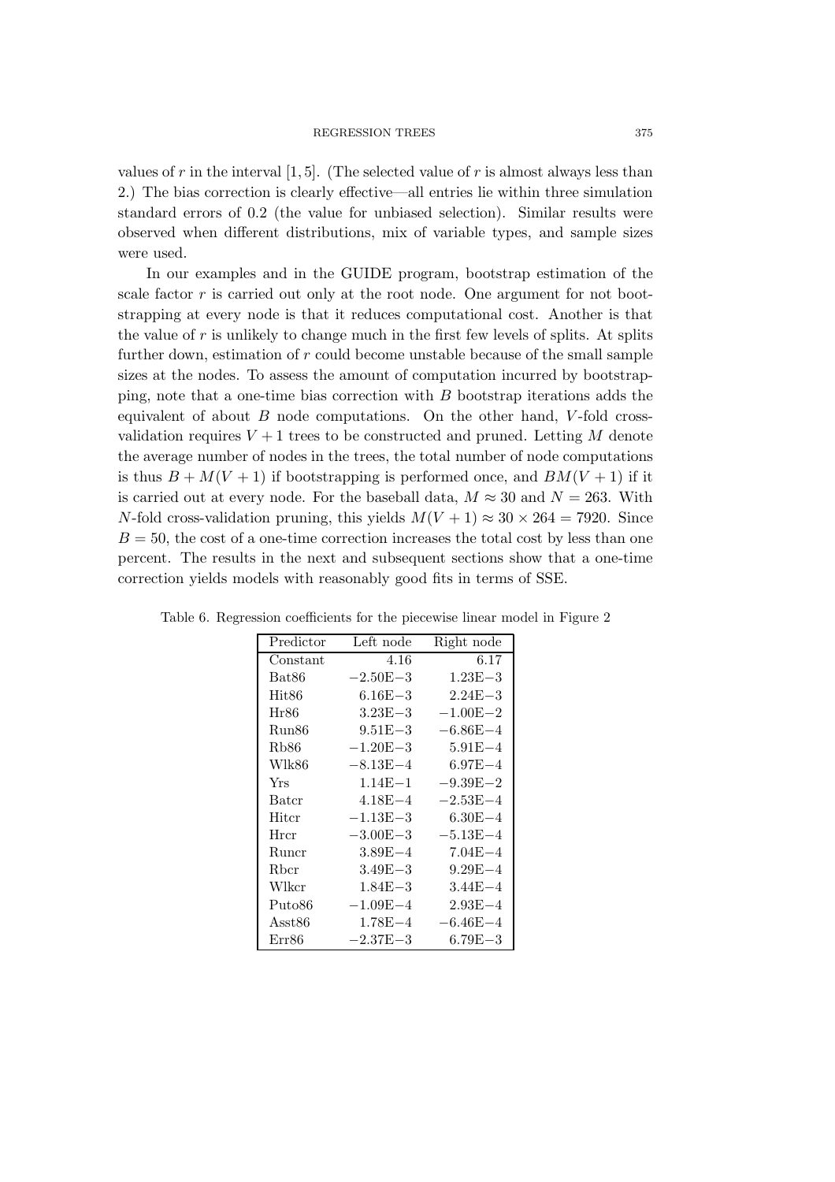values of $r$ in the interval $[1, 5]$. (The selected value of $r$ is almost always less than 2.) The bias correction is clearly effective—all entries lie within three simulation standard errors of 0.2 (the value for unbiased selection). Similar results were observed when different distributions, mix of variable types, and sample sizes were used.

In our examples and in the GUIDE program, bootstrap estimation of the scale factor $r$ is carried out only at the root node. One argument for not bootstrapping at every node is that it reduces computational cost. Another is that the value of $r$ is unlikely to change much in the first few levels of splits. At splits further down, estimation of $r$ could become unstable because of the small sample sizes at the nodes. To assess the amount of computation incurred by bootstrapping, note that a one-time bias correction with $B$ bootstrap iterations adds the equivalent of about $B$ node computations. On the other hand, $V$-fold cross-validation requires $V + 1$ trees to be constructed and pruned. Letting $M$ denote the average number of nodes in the trees, the total number of node computations is thus $B + M(V + 1)$ if bootstrapping is performed once, and $BM(V + 1)$ if it is carried out at every node. For the baseball data, $M \approx 30$ and $N = 263$. With $N$-fold cross-validation pruning, this yields $M(V + 1) \approx 30 \times 264 = 7920$. Since $B = 50$, the cost of a one-time correction increases the total cost by less than one percent. The results in the next and subsequent sections show that a one-time correction yields models with reasonably good fits in terms of SSE.

Table 6. Regression coefficients for the piecewise linear model in Figure 2

| Predictor | Left node | Right node |
|---|---|---|
| Constant | 4.16 | 6.17 |
| Bat86 | −2.50E−3 | 1.23E−3 |
| Hit86 | 6.16E−3 | 2.24E−3 |
| Hr86 | 3.23E−3 | −1.00E−2 |
| Run86 | 9.51E−3 | −6.86E−4 |
| Rb86 | −1.20E−3 | 5.91E−4 |
| Wlk86 | −8.13E−4 | 6.97E−4 |
| Yrs | 1.14E−1 | −9.39E−2 |
| Batcr | 4.18E−4 | −2.53E−4 |
| Hitcr | −1.13E−3 | 6.30E−4 |
| Hrcr | −3.00E−3 | −5.13E−4 |
| Runcr | 3.89E−4 | 7.04E−4 |
| Rbcr | 3.49E−3 | 9.29E−4 |
| Wlkcr | 1.84E−3 | 3.44E−4 |
| Puto86 | −1.09E−4 | 2.93E−4 |
| Asst86 | 1.78E−4 | −6.46E−4 |
| Err86 | −2.37E−3 | 6.79E−3 |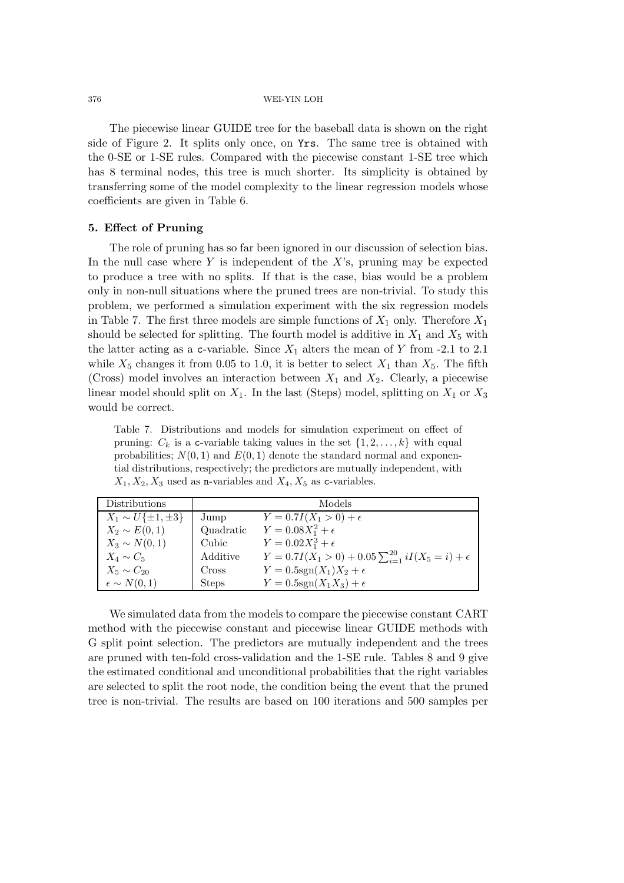The piecewise linear GUIDE tree for the baseball data is shown on the right side of Figure 2. It splits only once, on `Yrs`. The same tree is obtained with the 0-SE or 1-SE rules. Compared with the piecewise constant 1-SE tree which has 8 terminal nodes, this tree is much shorter. Its simplicity is obtained by transferring some of the model complexity to the linear regression models whose coefficients are given in Table 6.

## 5. Effect of Pruning

The role of pruning has so far been ignored in our discussion of selection bias. In the null case where $Y$ is independent of the $X$'s, pruning may be expected to produce a tree with no splits. If that is the case, bias would be a problem only in non-null situations where the pruned trees are non-trivial. To study this problem, we performed a simulation experiment with the six regression models in Table 7. The first three models are simple functions of $X_1$ only. Therefore $X_1$ should be selected for splitting. The fourth model is additive in $X_1$ and $X_5$ with the latter acting as a `c`-variable. Since $X_1$ alters the mean of $Y$ from -2.1 to 2.1 while $X_5$ changes it from 0.05 to 1.0, it is better to select $X_1$ than $X_5$. The fifth (Cross) model involves an interaction between $X_1$ and $X_2$. Clearly, a piecewise linear model should split on $X_1$. In the last (Steps) model, splitting on $X_1$ or $X_3$ would be correct.

Table 7. Distributions and models for simulation experiment on effect of pruning: $C_k$ is a `c`-variable taking values in the set $\{1, 2, \ldots, k\}$ with equal probabilities; $N(0, 1)$ and $E(0, 1)$ denote the standard normal and exponential distributions, respectively; the predictors are mutually independent, with $X_1, X_2, X_3$ used as `n`-variables and $X_4, X_5$ as `c`-variables.

| Distributions | Models | |
|---|---|---|
| $X_1 \sim U\{\pm 1, \pm 3\}$ | Jump | $Y = 0.7I(X_1 > 0) + \epsilon$ |
| $X_2 \sim E(0, 1)$ | Quadratic | $Y = 0.08X_1^2 + \epsilon$ |
| $X_3 \sim N(0, 1)$ | Cubic | $Y = 0.02X_1^3 + \epsilon$ |
| $X_4 \sim C_5$ | Additive | $Y = 0.7I(X_1 > 0) + 0.05\sum_{i=1}^{20} iI(X_5 = i) + \epsilon$ |
| $X_5 \sim C_{20}$ | Cross | $Y = 0.5\text{sgn}(X_1)X_2 + \epsilon$ |
| $\epsilon \sim N(0, 1)$ | Steps | $Y = 0.5\text{sgn}(X_1X_3) + \epsilon$ |

We simulated data from the models to compare the piecewise constant CART method with the piecewise constant and piecewise linear GUIDE methods with G split point selection. The predictors are mutually independent and the trees are pruned with ten-fold cross-validation and the 1-SE rule. Tables 8 and 9 give the estimated conditional and unconditional probabilities that the right variables are selected to split the root node, the condition being the event that the pruned tree is non-trivial. The results are based on 100 iterations and 500 samples per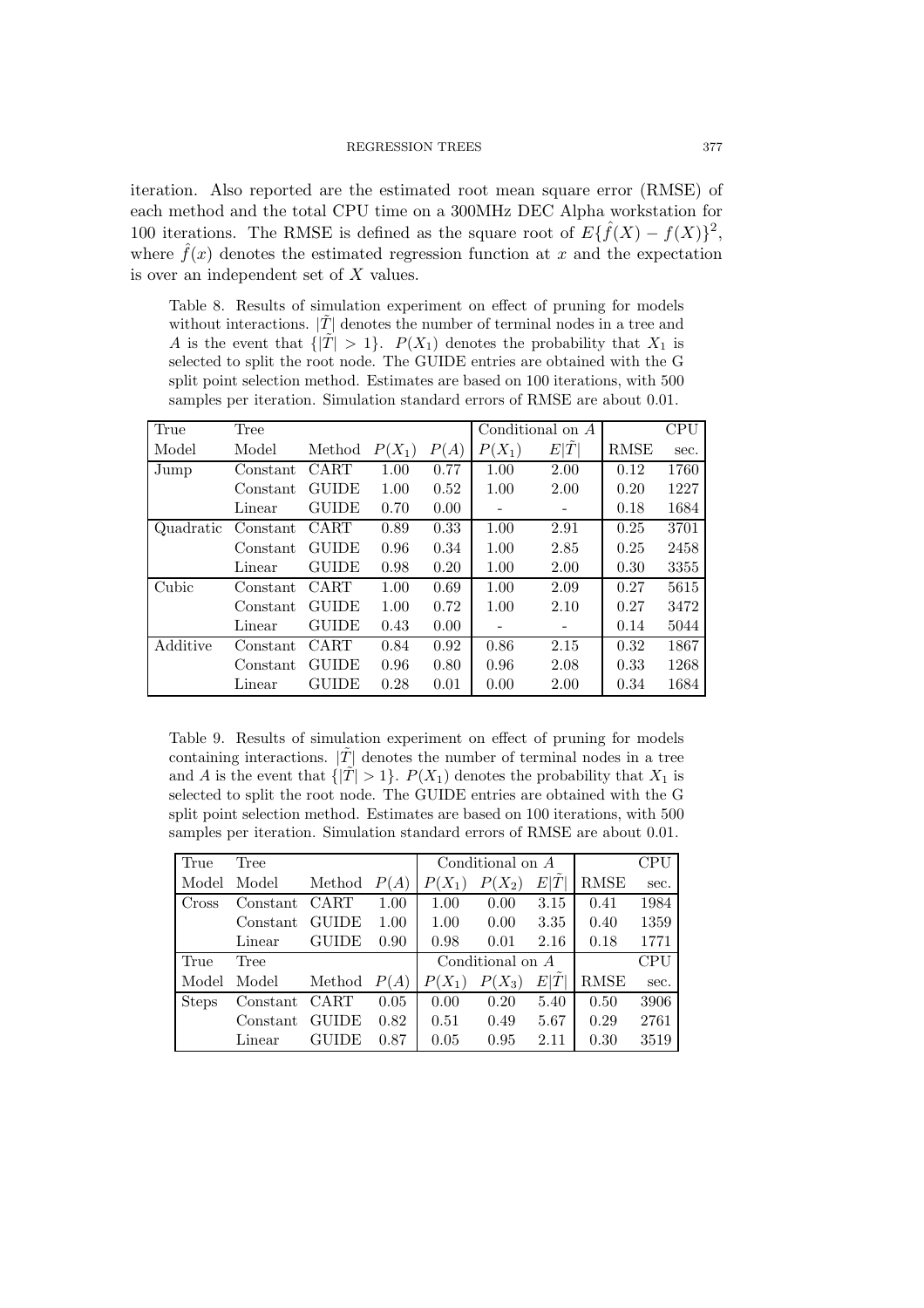iteration. Also reported are the estimated root mean square error (RMSE) of each method and the total CPU time on a 300MHz DEC Alpha workstation for 100 iterations. The RMSE is defined as the square root of $E\{\hat{f}(X) - f(X)\}^2$, where $\hat{f}(x)$ denotes the estimated regression function at $x$ and the expectation is over an independent set of $X$ values.

Table 8. Results of simulation experiment on effect of pruning for models without interactions. $|\tilde{T}|$ denotes the number of terminal nodes in a tree and $A$ is the event that $\{|\tilde{T}| > 1\}$. $P(X_1)$ denotes the probability that $X_1$ is selected to split the root node. The GUIDE entries are obtained with the G split point selection method. Estimates are based on 100 iterations, with 500 samples per iteration. Simulation standard errors of RMSE are about 0.01.

| True | Tree | | | | Conditional on $A$ | | | CPU |
|---|---|---|---|---|---|---|---|---|
| Model | Model | Method | $P(X_1)$ | $P(A)$ | $P(X_1)$ | $E\|\tilde{T}\|$ | RMSE | sec. |
| Jump | Constant | CART | 1.00 | 0.77 | 1.00 | 2.00 | 0.12 | 1760 |
| | Constant | GUIDE | 1.00 | 0.52 | 1.00 | 2.00 | 0.20 | 1227 |
| | Linear | GUIDE | 0.70 | 0.00 | - | - | 0.18 | 1684 |
| Quadratic | Constant | CART | 0.89 | 0.33 | 1.00 | 2.91 | 0.25 | 3701 |
| | Constant | GUIDE | 0.96 | 0.34 | 1.00 | 2.85 | 0.25 | 2458 |
| | Linear | GUIDE | 0.98 | 0.20 | 1.00 | 2.00 | 0.30 | 3355 |
| Cubic | Constant | CART | 1.00 | 0.69 | 1.00 | 2.09 | 0.27 | 5615 |
| | Constant | GUIDE | 1.00 | 0.72 | 1.00 | 2.10 | 0.27 | 3472 |
| | Linear | GUIDE | 0.43 | 0.00 | - | - | 0.14 | 5044 |
| Additive | Constant | CART | 0.84 | 0.92 | 0.86 | 2.15 | 0.32 | 1867 |
| | Constant | GUIDE | 0.96 | 0.80 | 0.96 | 2.08 | 0.33 | 1268 |
| | Linear | GUIDE | 0.28 | 0.01 | 0.00 | 2.00 | 0.34 | 1684 |

Table 9. Results of simulation experiment on effect of pruning for models containing interactions. $|\tilde{T}|$ denotes the number of terminal nodes in a tree and $A$ is the event that $\{|\tilde{T}| > 1\}$. $P(X_1)$ denotes the probability that $X_1$ is selected to split the root node. The GUIDE entries are obtained with the G split point selection method. Estimates are based on 100 iterations, with 500 samples per iteration. Simulation standard errors of RMSE are about 0.01.

| True | Tree | | | Conditional on $A$ | | | | CPU |
|---|---|---|---|---|---|---|---|---|
| Model | Model | Method | $P(A)$ | $P(X_1)$ | $P(X_2)$ | $E\|\tilde{T}\|$ | RMSE | sec. |
| Cross | Constant | CART | 1.00 | 1.00 | 0.00 | 3.15 | 0.41 | 1984 |
| | Constant | GUIDE | 1.00 | 1.00 | 0.00 | 3.35 | 0.40 | 1359 |
| | Linear | GUIDE | 0.90 | 0.98 | 0.01 | 2.16 | 0.18 | 1771 |
| True | Tree | | | Conditional on $A$ | | | | CPU |
| Model | Model | Method | $P(A)$ | $P(X_1)$ | $P(X_3)$ | $E\|\tilde{T}\|$ | RMSE | sec. |
| Steps | Constant | CART | 0.05 | 0.00 | 0.20 | 5.40 | 0.50 | 3906 |
| | Constant | GUIDE | 0.82 | 0.51 | 0.49 | 5.67 | 0.29 | 2761 |
| | Linear | GUIDE | 0.87 | 0.05 | 0.95 | 2.11 | 0.30 | 3519 |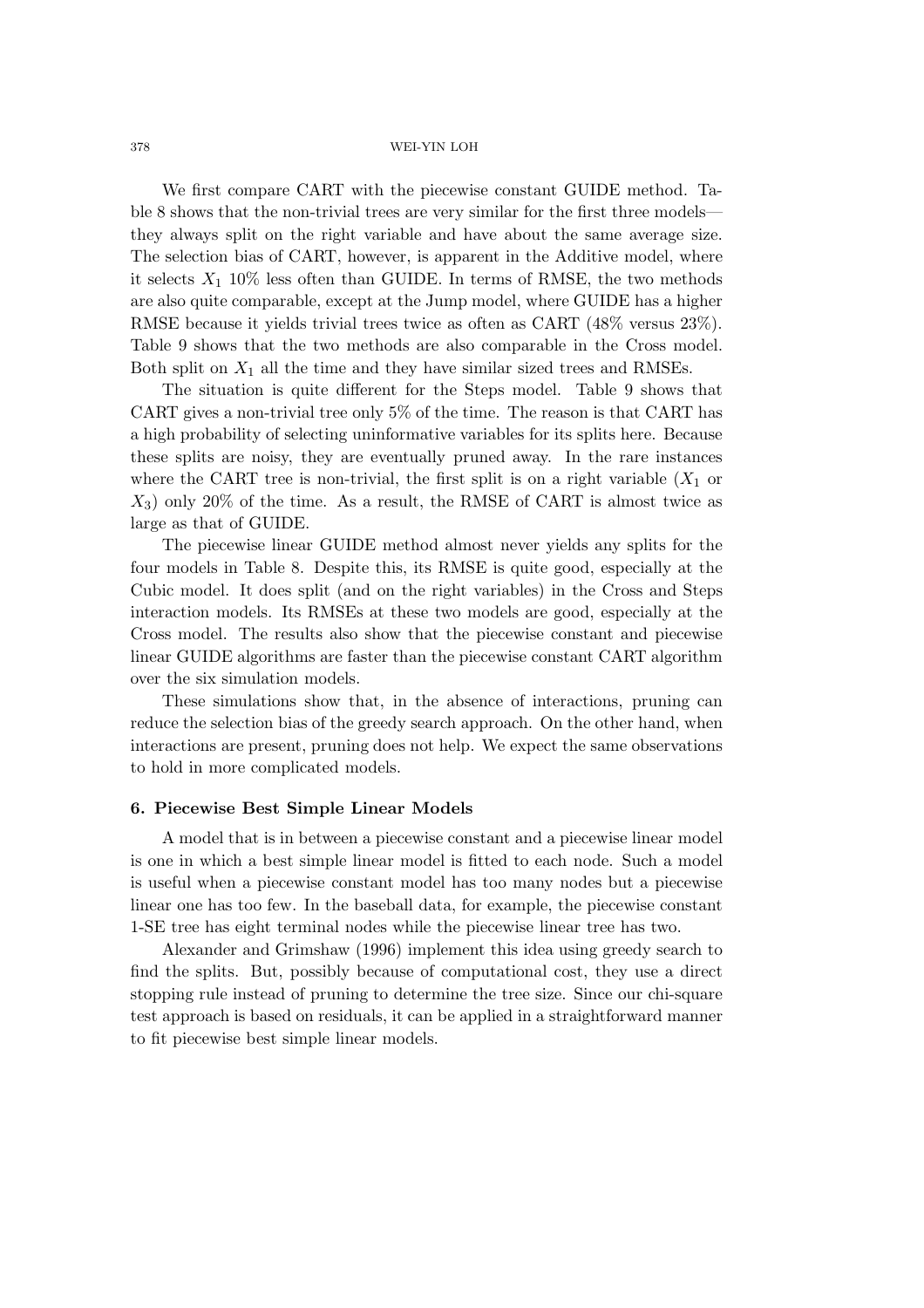We first compare CART with the piecewise constant GUIDE method. Table 8 shows that the non-trivial trees are very similar for the first three models—they always split on the right variable and have about the same average size. The selection bias of CART, however, is apparent in the Additive model, where it selects $X_1$ 10% less often than GUIDE. In terms of RMSE, the two methods are also quite comparable, except at the Jump model, where GUIDE has a higher RMSE because it yields trivial trees twice as often as CART (48% versus 23%). Table 9 shows that the two methods are also comparable in the Cross model. Both split on $X_1$ all the time and they have similar sized trees and RMSEs.

The situation is quite different for the Steps model. Table 9 shows that CART gives a non-trivial tree only 5% of the time. The reason is that CART has a high probability of selecting uninformative variables for its splits here. Because these splits are noisy, they are eventually pruned away. In the rare instances where the CART tree is non-trivial, the first split is on a right variable ($X_1$ or $X_3$) only 20% of the time. As a result, the RMSE of CART is almost twice as large as that of GUIDE.

The piecewise linear GUIDE method almost never yields any splits for the four models in Table 8. Despite this, its RMSE is quite good, especially at the Cubic model. It does split (and on the right variables) in the Cross and Steps interaction models. Its RMSEs at these two models are good, especially at the Cross model. The results also show that the piecewise constant and piecewise linear GUIDE algorithms are faster than the piecewise constant CART algorithm over the six simulation models.

These simulations show that, in the absence of interactions, pruning can reduce the selection bias of the greedy search approach. On the other hand, when interactions are present, pruning does not help. We expect the same observations to hold in more complicated models.

## 6. Piecewise Best Simple Linear Models

A model that is in between a piecewise constant and a piecewise linear model is one in which a best simple linear model is fitted to each node. Such a model is useful when a piecewise constant model has too many nodes but a piecewise linear one has too few. In the baseball data, for example, the piecewise constant 1-SE tree has eight terminal nodes while the piecewise linear tree has two.

Alexander and Grimshaw (1996) implement this idea using greedy search to find the splits. But, possibly because of computational cost, they use a direct stopping rule instead of pruning to determine the tree size. Since our chi-square test approach is based on residuals, it can be applied in a straightforward manner to fit piecewise best simple linear models.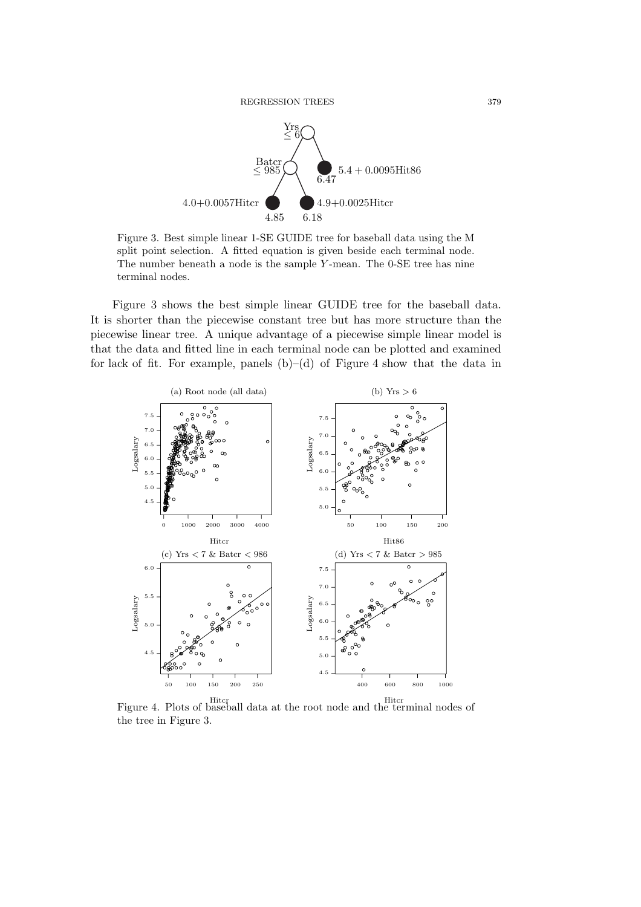Figure 3. Best simple linear 1-SE GUIDE tree for baseball data using the M split point selection. A fitted equation is given beside each terminal node. The number beneath a node is the sample $Y$-mean. The 0-SE tree has nine terminal nodes.

Figure 3 shows the best simple linear GUIDE tree for the baseball data. It is shorter than the piecewise constant tree but has more structure than the piecewise linear tree. A unique advantage of a piecewise simple linear model is that the data and fitted line in each terminal node can be plotted and examined for lack of fit. For example, panels (b)–(d) of Figure 4 show that the data in

Figure 4. Plots of baseball data at the root node and the terminal nodes of the tree in Figure 3.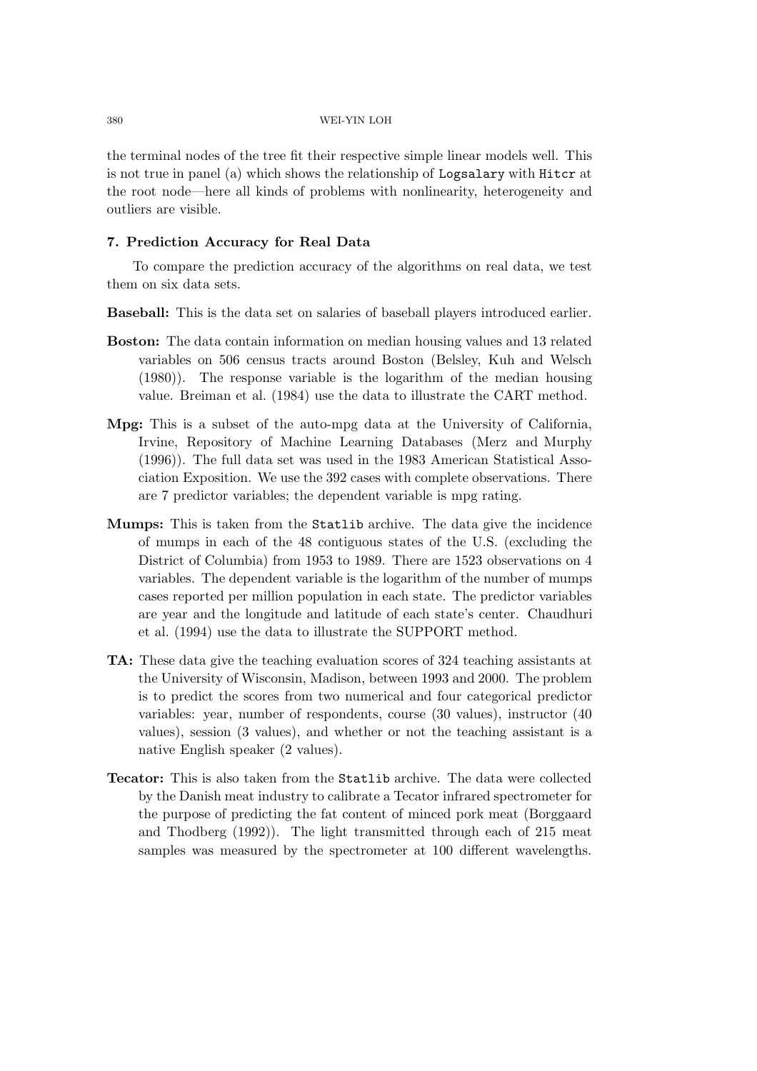the terminal nodes of the tree fit their respective simple linear models well. This is not true in panel (a) which shows the relationship of `Logsalary` with `Hitcr` at the root node—here all kinds of problems with nonlinearity, heterogeneity and outliers are visible.

## 7. Prediction Accuracy for Real Data

To compare the prediction accuracy of the algorithms on real data, we test them on six data sets.

**Baseball:** This is the data set on salaries of baseball players introduced earlier.

**Boston:** The data contain information on median housing values and 13 related variables on 506 census tracts around Boston (Belsley, Kuh and Welsch (1980)). The response variable is the logarithm of the median housing value. Breiman et al. (1984) use the data to illustrate the CART method.

**Mpg:** This is a subset of the auto-mpg data at the University of California, Irvine, Repository of Machine Learning Databases (Merz and Murphy (1996)). The full data set was used in the 1983 American Statistical Association Exposition. We use the 392 cases with complete observations. There are 7 predictor variables; the dependent variable is mpg rating.

**Mumps:** This is taken from the `Statlib` archive. The data give the incidence of mumps in each of the 48 contiguous states of the U.S. (excluding the District of Columbia) from 1953 to 1989. There are 1523 observations on 4 variables. The dependent variable is the logarithm of the number of mumps cases reported per million population in each state. The predictor variables are year and the longitude and latitude of each state's center. Chaudhuri et al. (1994) use the data to illustrate the SUPPORT method.

**TA:** These data give the teaching evaluation scores of 324 teaching assistants at the University of Wisconsin, Madison, between 1993 and 2000. The problem is to predict the scores from two numerical and four categorical predictor variables: year, number of respondents, course (30 values), instructor (40 values), session (3 values), and whether or not the teaching assistant is a native English speaker (2 values).

**Tecator:** This is also taken from the `Statlib` archive. The data were collected by the Danish meat industry to calibrate a Tecator infrared spectrometer for the purpose of predicting the fat content of minced pork meat (Borggaard and Thodberg (1992)). The light transmitted through each of 215 meat samples was measured by the spectrometer at 100 different wavelengths.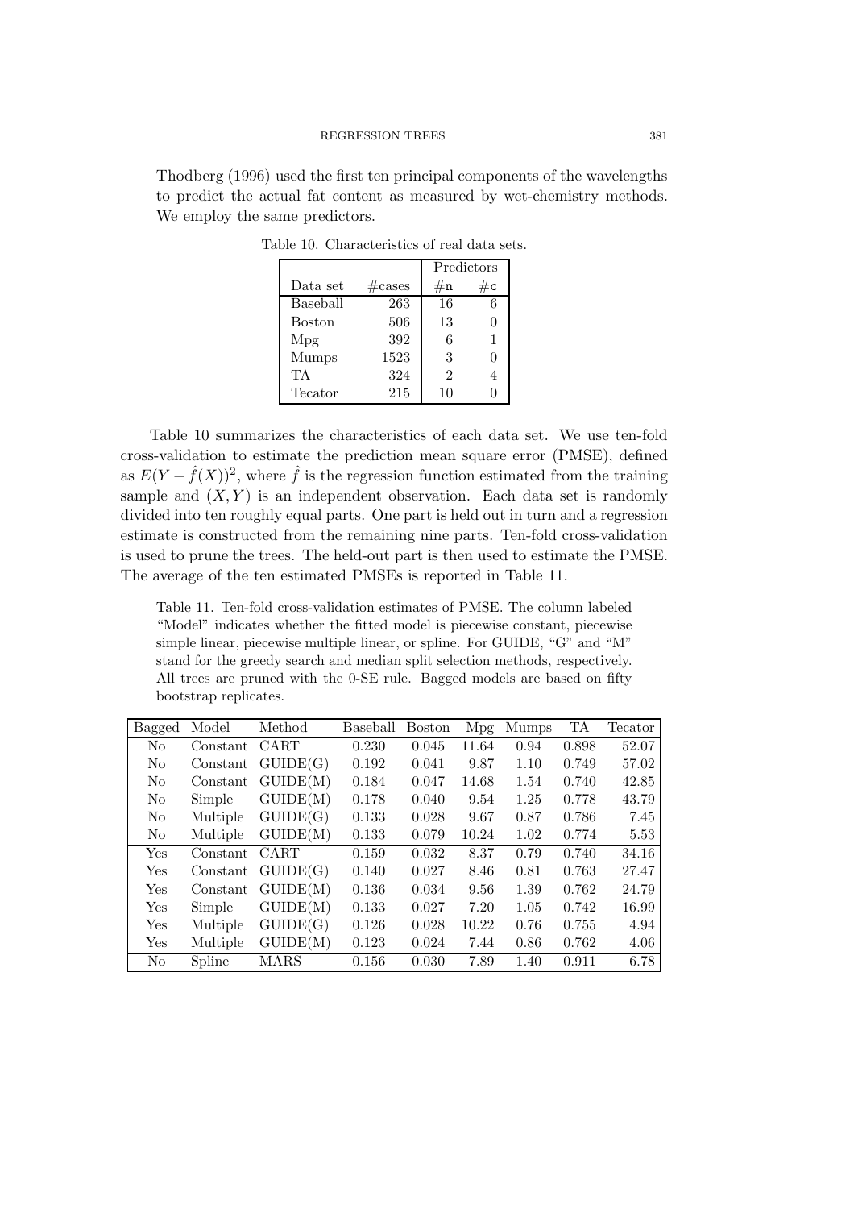Thodberg (1996) used the first ten principal components of the wavelengths to predict the actual fat content as measured by wet-chemistry methods. We employ the same predictors.

Table 10. Characteristics of real data sets.

| | | Predictors | |
|---|---|---|---|
| Data set | #cases | #n | #c |
| Baseball | 263 | 16 | 6 |
| Boston | 506 | 13 | 0 |
| Mpg | 392 | 6 | 1 |
| Mumps | 1523 | 3 | 0 |
| TA | 324 | 2 | 4 |
| Tecator | 215 | 10 | 0 |

Table 10 summarizes the characteristics of each data set. We use ten-fold cross-validation to estimate the prediction mean square error (PMSE), defined as $E(Y - \hat{f}(X))^2$, where $\hat{f}$ is the regression function estimated from the training sample and $(X, Y)$ is an independent observation. Each data set is randomly divided into ten roughly equal parts. One part is held out in turn and a regression estimate is constructed from the remaining nine parts. Ten-fold cross-validation is used to prune the trees. The held-out part is then used to estimate the PMSE. The average of the ten estimated PMSEs is reported in Table 11.

Table 11. Ten-fold cross-validation estimates of PMSE. The column labeled "Model" indicates whether the fitted model is piecewise constant, piecewise simple linear, piecewise multiple linear, or spline. For GUIDE, "G" and "M" stand for the greedy search and median split selection methods, respectively. All trees are pruned with the 0-SE rule. Bagged models are based on fifty bootstrap replicates.

| Bagged | Model | Method | Baseball | Boston | Mpg | Mumps | TA | Tecator |
|---|---|---|---|---|---|---|---|---|
| No | Constant | CART | 0.230 | 0.045 | 11.64 | 0.94 | 0.898 | 52.07 |
| No | Constant | GUIDE(G) | 0.192 | 0.041 | 9.87 | 1.10 | 0.749 | 57.02 |
| No | Constant | GUIDE(M) | 0.184 | 0.047 | 14.68 | 1.54 | 0.740 | 42.85 |
| No | Simple | GUIDE(M) | 0.178 | 0.040 | 9.54 | 1.25 | 0.778 | 43.79 |
| No | Multiple | GUIDE(G) | 0.133 | 0.028 | 9.67 | 0.87 | 0.786 | 7.45 |
| No | Multiple | GUIDE(M) | 0.133 | 0.079 | 10.24 | 1.02 | 0.774 | 5.53 |
| Yes | Constant | CART | 0.159 | 0.032 | 8.37 | 0.79 | 0.740 | 34.16 |
| Yes | Constant | GUIDE(G) | 0.140 | 0.027 | 8.46 | 0.81 | 0.763 | 27.47 |
| Yes | Constant | GUIDE(M) | 0.136 | 0.034 | 9.56 | 1.39 | 0.762 | 24.79 |
| Yes | Simple | GUIDE(M) | 0.133 | 0.027 | 7.20 | 1.05 | 0.742 | 16.99 |
| Yes | Multiple | GUIDE(G) | 0.126 | 0.028 | 10.22 | 0.76 | 0.755 | 4.94 |
| Yes | Multiple | GUIDE(M) | 0.123 | 0.024 | 7.44 | 0.86 | 0.762 | 4.06 |
| No | Spline | MARS | 0.156 | 0.030 | 7.89 | 1.40 | 0.911 | 6.78 |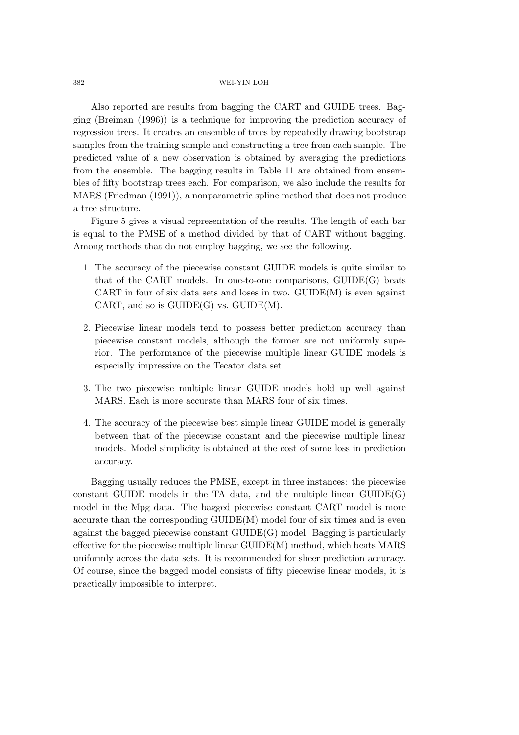Also reported are results from bagging the CART and GUIDE trees. Bagging (Breiman (1996)) is a technique for improving the prediction accuracy of regression trees. It creates an ensemble of trees by repeatedly drawing bootstrap samples from the training sample and constructing a tree from each sample. The predicted value of a new observation is obtained by averaging the predictions from the ensemble. The bagging results in Table 11 are obtained from ensembles of fifty bootstrap trees each. For comparison, we also include the results for MARS (Friedman (1991)), a nonparametric spline method that does not produce a tree structure.

Figure 5 gives a visual representation of the results. The length of each bar is equal to the PMSE of a method divided by that of CART without bagging. Among methods that do not employ bagging, we see the following.

1. The accuracy of the piecewise constant GUIDE models is quite similar to that of the CART models. In one-to-one comparisons, GUIDE(G) beats CART in four of six data sets and loses in two. GUIDE(M) is even against CART, and so is GUIDE(G) vs. GUIDE(M).

2. Piecewise linear models tend to possess better prediction accuracy than piecewise constant models, although the former are not uniformly superior. The performance of the piecewise multiple linear GUIDE models is especially impressive on the Tecator data set.

3. The two piecewise multiple linear GUIDE models hold up well against MARS. Each is more accurate than MARS four of six times.

4. The accuracy of the piecewise best simple linear GUIDE model is generally between that of the piecewise constant and the piecewise multiple linear models. Model simplicity is obtained at the cost of some loss in prediction accuracy.

Bagging usually reduces the PMSE, except in three instances: the piecewise constant GUIDE models in the TA data, and the multiple linear GUIDE(G) model in the Mpg data. The bagged piecewise constant CART model is more accurate than the corresponding GUIDE(M) model four of six times and is even against the bagged piecewise constant GUIDE(G) model. Bagging is particularly effective for the piecewise multiple linear GUIDE(M) method, which beats MARS uniformly across the data sets. It is recommended for sheer prediction accuracy. Of course, since the bagged model consists of fifty piecewise linear models, it is practically impossible to interpret.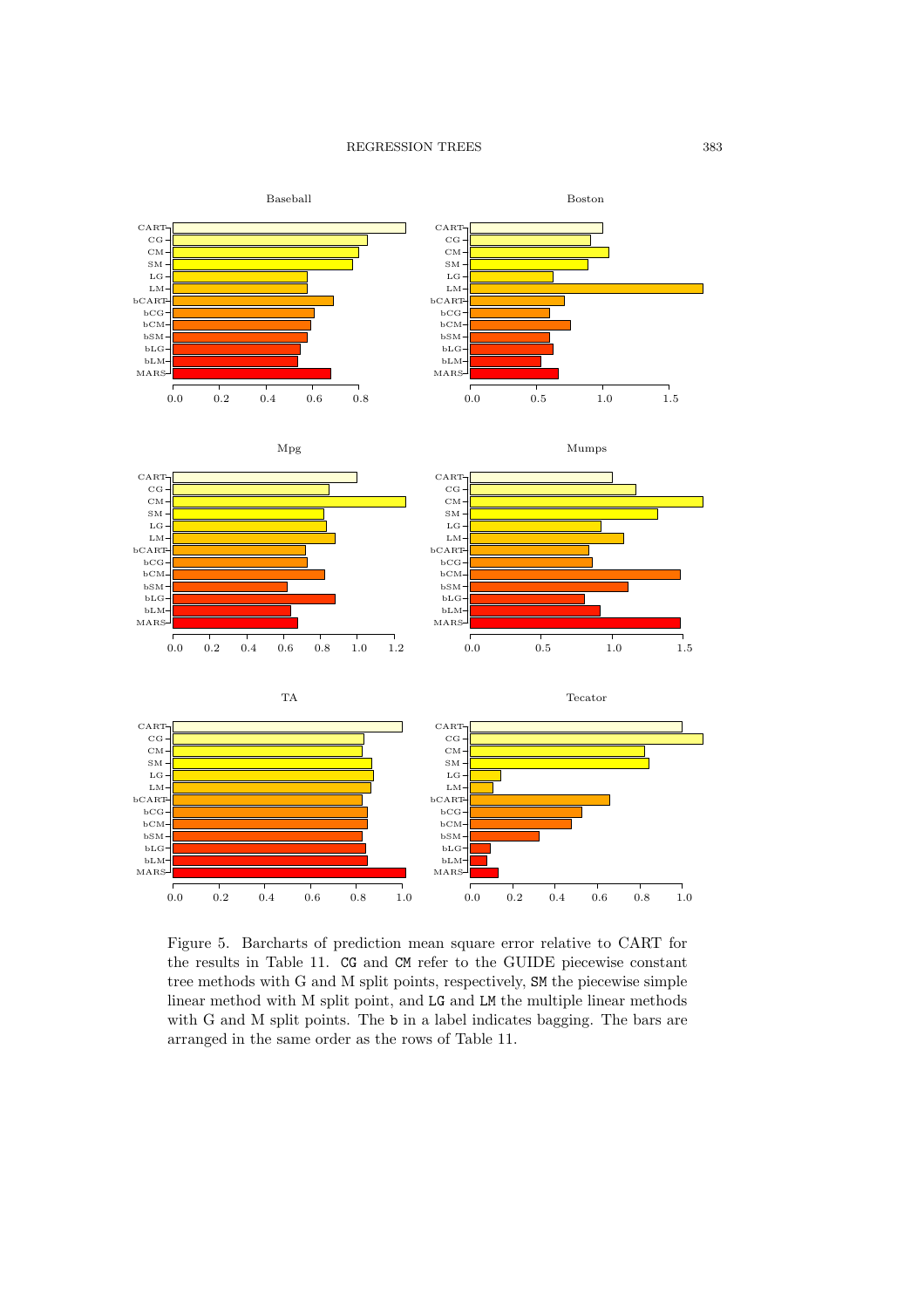Figure 5. Barcharts of prediction mean square error relative to CART for the results in Table 11. CG and CM refer to the GUIDE piecewise constant tree methods with G and M split points, respectively, SM the piecewise simple linear method with M split point, and LG and LM the multiple linear methods with G and M split points. The b in a label indicates bagging. The bars are arranged in the same order as the rows of Table 11.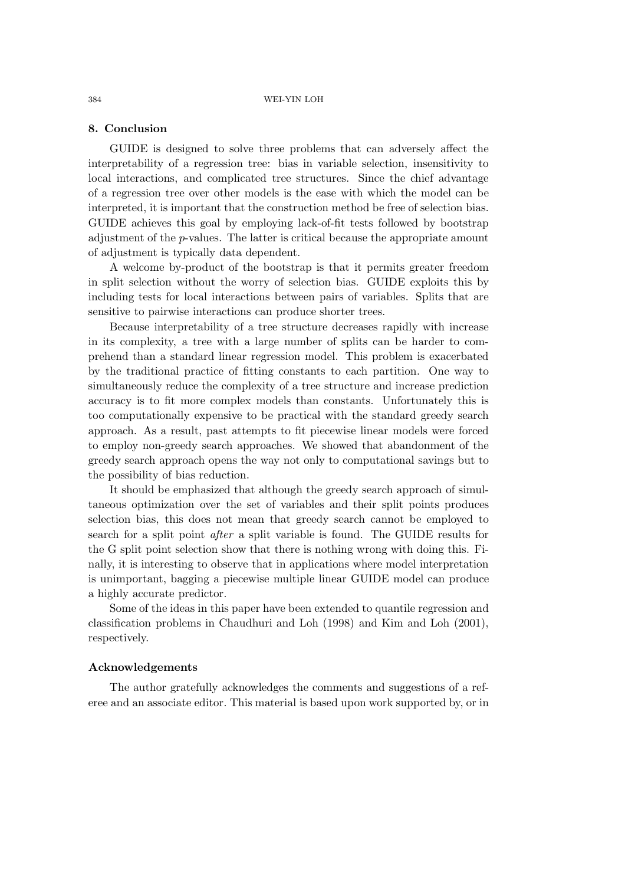## 8. Conclusion

GUIDE is designed to solve three problems that can adversely affect the interpretability of a regression tree: bias in variable selection, insensitivity to local interactions, and complicated tree structures. Since the chief advantage of a regression tree over other models is the ease with which the model can be interpreted, it is important that the construction method be free of selection bias. GUIDE achieves this goal by employing lack-of-fit tests followed by bootstrap adjustment of the $p$-values. The latter is critical because the appropriate amount of adjustment is typically data dependent.

A welcome by-product of the bootstrap is that it permits greater freedom in split selection without the worry of selection bias. GUIDE exploits this by including tests for local interactions between pairs of variables. Splits that are sensitive to pairwise interactions can produce shorter trees.

Because interpretability of a tree structure decreases rapidly with increase in its complexity, a tree with a large number of splits can be harder to comprehend than a standard linear regression model. This problem is exacerbated by the traditional practice of fitting constants to each partition. One way to simultaneously reduce the complexity of a tree structure and increase prediction accuracy is to fit more complex models than constants. Unfortunately this is too computationally expensive to be practical with the standard greedy search approach. As a result, past attempts to fit piecewise linear models were forced to employ non-greedy search approaches. We showed that abandonment of the greedy search approach opens the way not only to computational savings but to the possibility of bias reduction.

It should be emphasized that although the greedy search approach of simultaneous optimization over the set of variables and their split points produces selection bias, this does not mean that greedy search cannot be employed to search for a split point *after* a split variable is found. The GUIDE results for the G split point selection show that there is nothing wrong with doing this. Finally, it is interesting to observe that in applications where model interpretation is unimportant, bagging a piecewise multiple linear GUIDE model can produce a highly accurate predictor.

Some of the ideas in this paper have been extended to quantile regression and classification problems in Chaudhuri and Loh (1998) and Kim and Loh (2001), respectively.

## Acknowledgements

The author gratefully acknowledges the comments and suggestions of a referee and an associate editor. This material is based upon work supported by, or in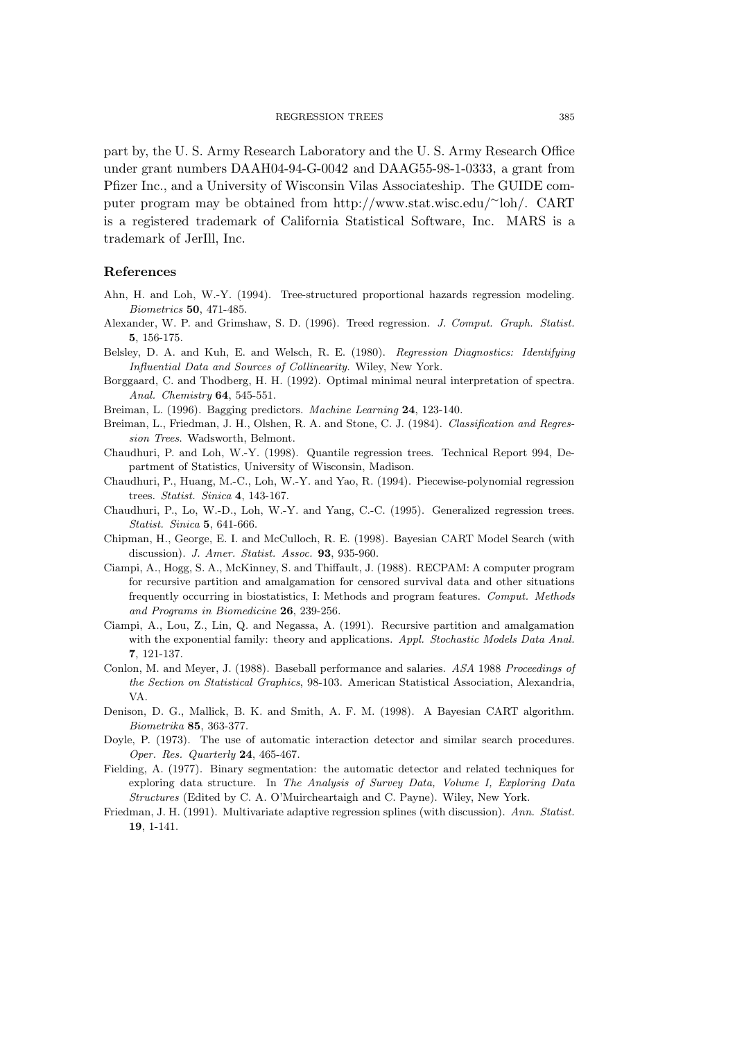part by, the U. S. Army Research Laboratory and the U. S. Army Research Office under grant numbers DAAH04-94-G-0042 and DAAG55-98-1-0333, a grant from Pfizer Inc., and a University of Wisconsin Vilas Associateship. The GUIDE computer program may be obtained from http://www.stat.wisc.edu/~loh/. CART is a registered trademark of California Statistical Software, Inc. MARS is a trademark of JerIll, Inc.

## References

Ahn, H. and Loh, W.-Y. (1994). Tree-structured proportional hazards regression modeling. *Biometrics* **50**, 471-485.

Alexander, W. P. and Grimshaw, S. D. (1996). Treed regression. *J. Comput. Graph. Statist.* **5**, 156-175.

Belsley, D. A. and Kuh, E. and Welsch, R. E. (1980). *Regression Diagnostics: Identifying Influential Data and Sources of Collinearity.* Wiley, New York.

Borggaard, C. and Thodberg, H. H. (1992). Optimal minimal neural interpretation of spectra. *Anal. Chemistry* **64**, 545-551.

Breiman, L. (1996). Bagging predictors. *Machine Learning* **24**, 123-140.

Breiman, L., Friedman, J. H., Olshen, R. A. and Stone, C. J. (1984). *Classification and Regression Trees.* Wadsworth, Belmont.

Chaudhuri, P. and Loh, W.-Y. (1998). Quantile regression trees. Technical Report 994, Department of Statistics, University of Wisconsin, Madison.

Chaudhuri, P., Huang, M.-C., Loh, W.-Y. and Yao, R. (1994). Piecewise-polynomial regression trees. *Statist. Sinica* **4**, 143-167.

Chaudhuri, P., Lo, W.-D., Loh, W.-Y. and Yang, C.-C. (1995). Generalized regression trees. *Statist. Sinica* **5**, 641-666.

Chipman, H., George, E. I. and McCulloch, R. E. (1998). Bayesian CART Model Search (with discussion). *J. Amer. Statist. Assoc.* **93**, 935-960.

Ciampi, A., Hogg, S. A., McKinney, S. and Thiffault, J. (1988). RECPAM: A computer program for recursive partition and amalgamation for censored survival data and other situations frequently occurring in biostatistics, I: Methods and program features. *Comput. Methods and Programs in Biomedicine* **26**, 239-256.

Ciampi, A., Lou, Z., Lin, Q. and Negassa, A. (1991). Recursive partition and amalgamation with the exponential family: theory and applications. *Appl. Stochastic Models Data Anal.* **7**, 121-137.

Conlon, M. and Meyer, J. (1988). Baseball performance and salaries. *ASA* 1988 *Proceedings of the Section on Statistical Graphics*, 98-103. American Statistical Association, Alexandria, VA.

Denison, D. G., Mallick, B. K. and Smith, A. F. M. (1998). A Bayesian CART algorithm. *Biometrika* **85**, 363-377.

Doyle, P. (1973). The use of automatic interaction detector and similar search procedures. *Oper. Res. Quarterly* **24**, 465-467.

Fielding, A. (1977). Binary segmentation: the automatic detector and related techniques for exploring data structure. In *The Analysis of Survey Data, Volume I, Exploring Data Structures* (Edited by C. A. O'Muircheartaigh and C. Payne). Wiley, New York.

Friedman, J. H. (1991). Multivariate adaptive regression splines (with discussion). *Ann. Statist.* **19**, 1-141.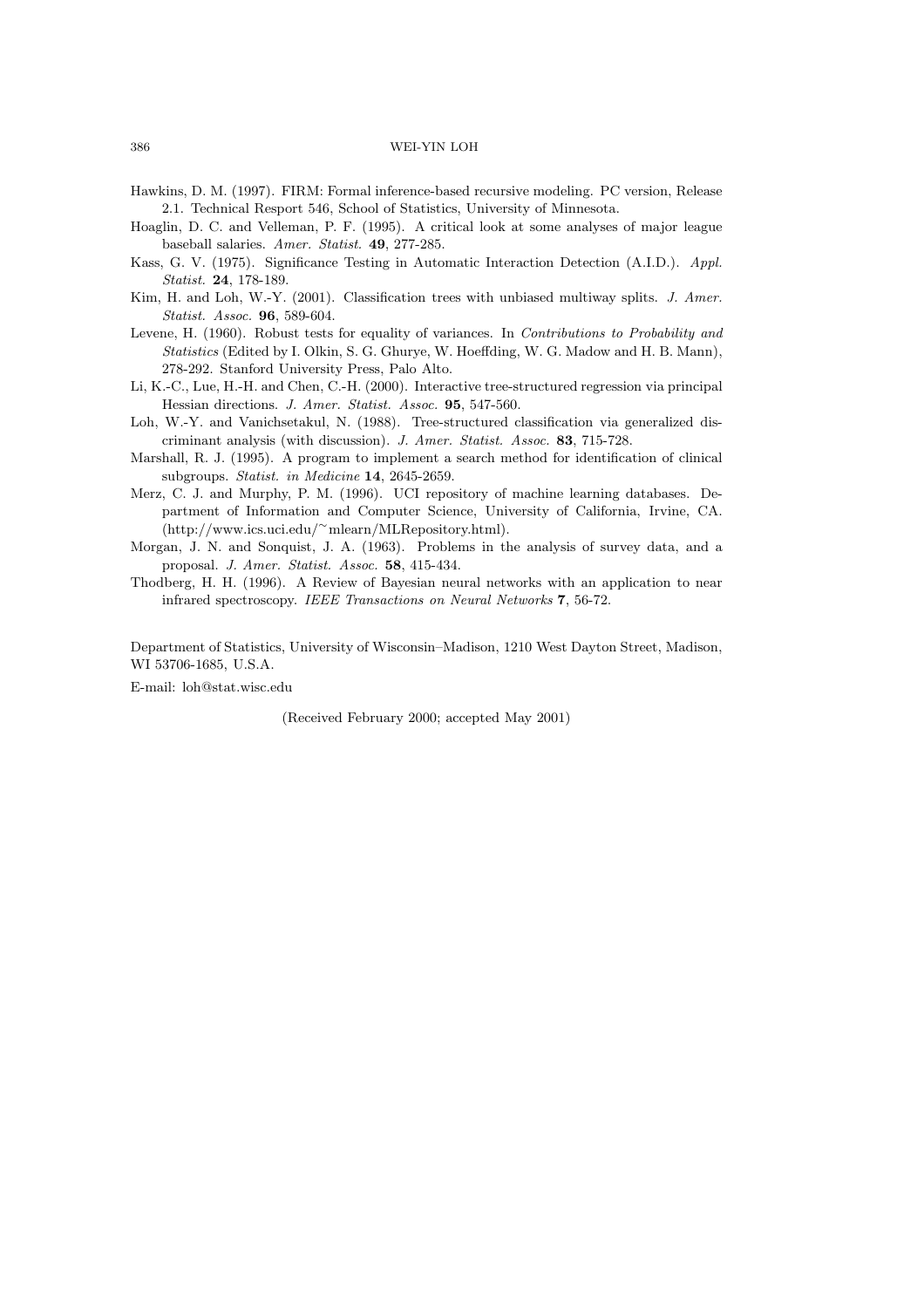Hawkins, D. M. (1997). FIRM: Formal inference-based recursive modeling. PC version, Release 2.1. Technical Resport 546, School of Statistics, University of Minnesota.

Hoaglin, D. C. and Velleman, P. F. (1995). A critical look at some analyses of major league baseball salaries. *Amer. Statist.* **49**, 277-285.

Kass, G. V. (1975). Significance Testing in Automatic Interaction Detection (A.I.D.). *Appl. Statist.* **24**, 178-189.

Kim, H. and Loh, W.-Y. (2001). Classification trees with unbiased multiway splits. *J. Amer. Statist. Assoc.* **96**, 589-604.

Levene, H. (1960). Robust tests for equality of variances. In *Contributions to Probability and Statistics* (Edited by I. Olkin, S. G. Ghurye, W. Hoeffding, W. G. Madow and H. B. Mann), 278-292. Stanford University Press, Palo Alto.

Li, K.-C., Lue, H.-H. and Chen, C.-H. (2000). Interactive tree-structured regression via principal Hessian directions. *J. Amer. Statist. Assoc.* **95**, 547-560.

Loh, W.-Y. and Vanichsetakul, N. (1988). Tree-structured classification via generalized discriminant analysis (with discussion). *J. Amer. Statist. Assoc.* **83**, 715-728.

Marshall, R. J. (1995). A program to implement a search method for identification of clinical subgroups. *Statist. in Medicine* **14**, 2645-2659.

Merz, C. J. and Murphy, P. M. (1996). UCI repository of machine learning databases. Department of Information and Computer Science, University of California, Irvine, CA. (http://www.ics.uci.edu/~mlearn/MLRepository.html).

Morgan, J. N. and Sonquist, J. A. (1963). Problems in the analysis of survey data, and a proposal. *J. Amer. Statist. Assoc.* **58**, 415-434.

Thodberg, H. H. (1996). A Review of Bayesian neural networks with an application to near infrared spectroscopy. *IEEE Transactions on Neural Networks* **7**, 56-72.

Department of Statistics, University of Wisconsin–Madison, 1210 West Dayton Street, Madison, WI 53706-1685, U.S.A.

E-mail: loh@stat.wisc.edu

(Received February 2000; accepted May 2001)